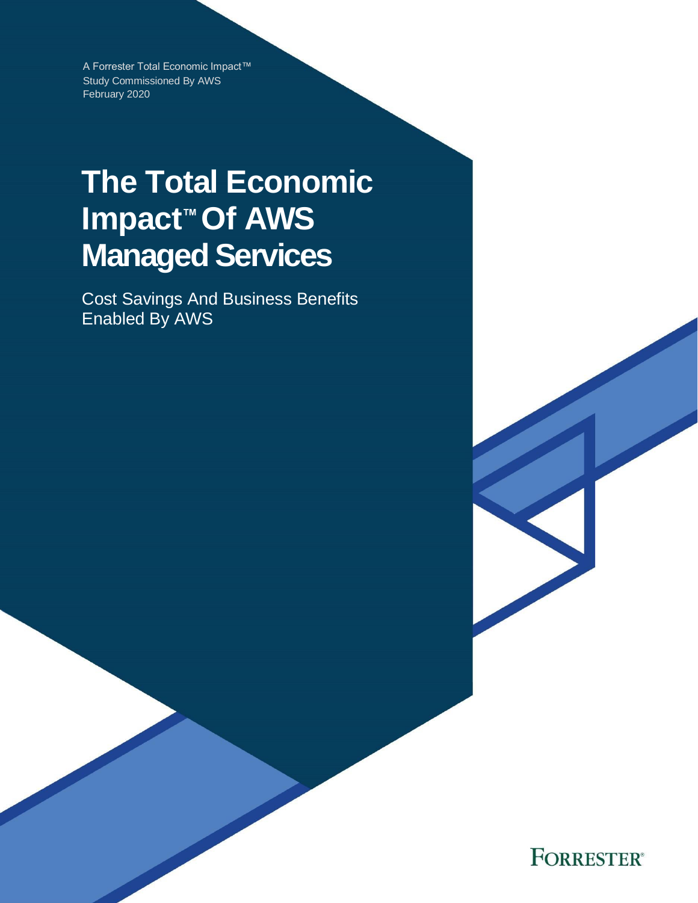A Forrester Total Economic Impact™ Study Commissioned By AWS
February 2020

# The Total Economic Impact™ Of AWS Managed Services

Cost Savings And Business Benefits Enabled By AWS

FORRESTER®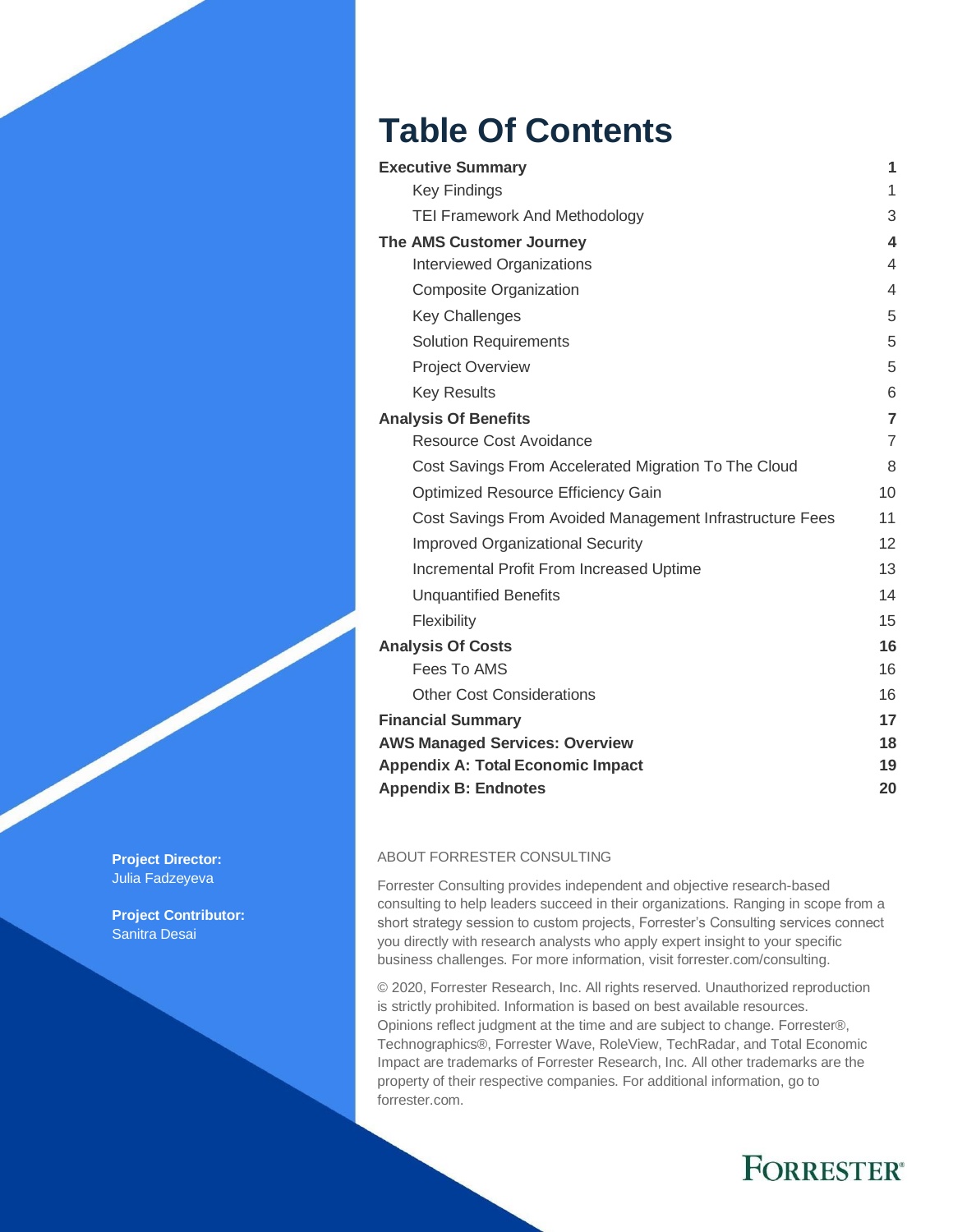# Table Of Contents

| | |
|---|---|
| **Executive Summary** | **1** |
| Key Findings | 1 |
| TEI Framework And Methodology | 3 |
| **The AMS Customer Journey** | **4** |
| Interviewed Organizations | 4 |
| Composite Organization | 4 |
| Key Challenges | 5 |
| Solution Requirements | 5 |
| Project Overview | 5 |
| Key Results | 6 |
| **Analysis Of Benefits** | **7** |
| Resource Cost Avoidance | 7 |
| Cost Savings From Accelerated Migration To The Cloud | 8 |
| Optimized Resource Efficiency Gain | 10 |
| Cost Savings From Avoided Management Infrastructure Fees | 11 |
| Improved Organizational Security | 12 |
| Incremental Profit From Increased Uptime | 13 |
| Unquantified Benefits | 14 |
| Flexibility | 15 |
| **Analysis Of Costs** | **16** |
| Fees To AMS | 16 |
| Other Cost Considerations | 16 |
| **Financial Summary** | **17** |
| **AWS Managed Services: Overview** | **18** |
| **Appendix A: Total Economic Impact** | **19** |
| **Appendix B: Endnotes** | **20** |

**Project Director:**
Julia Fadzeyeva

**Project Contributor:**
Sanitra Desai

ABOUT FORRESTER CONSULTING

Forrester Consulting provides independent and objective research-based consulting to help leaders succeed in their organizations. Ranging in scope from a short strategy session to custom projects, Forrester's Consulting services connect you directly with research analysts who apply expert insight to your specific business challenges. For more information, visit forrester.com/consulting.

© 2020, Forrester Research, Inc. All rights reserved. Unauthorized reproduction is strictly prohibited. Information is based on best available resources. Opinions reflect judgment at the time and are subject to change. Forrester®, Technographics®, Forrester Wave, RoleView, TechRadar, and Total Economic Impact are trademarks of Forrester Research, Inc. All other trademarks are the property of their respective companies. For additional information, go to forrester.com.

FORRESTER®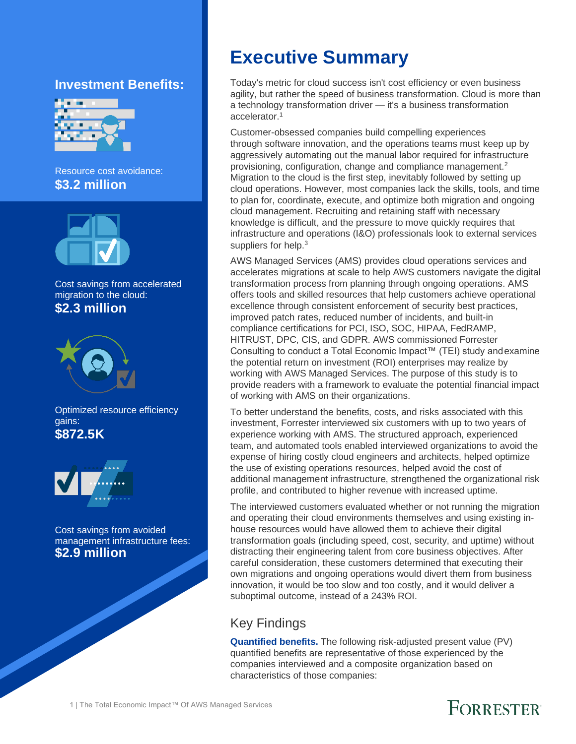## Investment Benefits:

Resource cost avoidance:
**$3.2 million**

Cost savings from accelerated migration to the cloud:
**$2.3 million**

Optimized resource efficiency gains:
**$872.5K**

Cost savings from avoided management infrastructure fees:
**$2.9 million**

# Executive Summary

Today's metric for cloud success isn't cost efficiency or even business agility, but rather the speed of business transformation. Cloud is more than a technology transformation driver — it's a business transformation accelerator.[1]

Customer-obsessed companies build compelling experiences through software innovation, and the operations teams must keep up by aggressively automating out the manual labor required for infrastructure provisioning, configuration, change and compliance management.[2] Migration to the cloud is the first step, inevitably followed by setting up cloud operations. However, most companies lack the skills, tools, and time to plan for, coordinate, execute, and optimize both migration and ongoing cloud management. Recruiting and retaining staff with necessary knowledge is difficult, and the pressure to move quickly requires that infrastructure and operations (I&O) professionals look to external services suppliers for help.[3]

AWS Managed Services (AMS) provides cloud operations services and accelerates migrations at scale to help AWS customers navigate the digital transformation process from planning through ongoing operations. AMS offers tools and skilled resources that help customers achieve operational excellence through consistent enforcement of security best practices, improved patch rates, reduced number of incidents, and built-in compliance certifications for PCI, ISO, SOC, HIPAA, FedRAMP, HITRUST, DPC, CIS, and GDPR. AWS commissioned Forrester Consulting to conduct a Total Economic Impact™ (TEI) study and examine the potential return on investment (ROI) enterprises may realize by working with AWS Managed Services. The purpose of this study is to provide readers with a framework to evaluate the potential financial impact of working with AMS on their organizations.

To better understand the benefits, costs, and risks associated with this investment, Forrester interviewed six customers with up to two years of experience working with AMS. The structured approach, experienced team, and automated tools enabled interviewed organizations to avoid the expense of hiring costly cloud engineers and architects, helped optimize the use of existing operations resources, helped avoid the cost of additional management infrastructure, strengthened the organizational risk profile, and contributed to higher revenue with increased uptime.

The interviewed customers evaluated whether or not running the migration and operating their cloud environments themselves and using existing in-house resources would have allowed them to achieve their digital transformation goals (including speed, cost, security, and uptime) without distracting their engineering talent from core business objectives. After careful consideration, these customers determined that executing their own migrations and ongoing operations would divert them from business innovation, it would be too slow and too costly, and it would deliver a suboptimal outcome, instead of a 243% ROI.

## Key Findings

**Quantified benefits.** The following risk-adjusted present value (PV) quantified benefits are representative of those experienced by the companies interviewed and a composite organization based on characteristics of those companies: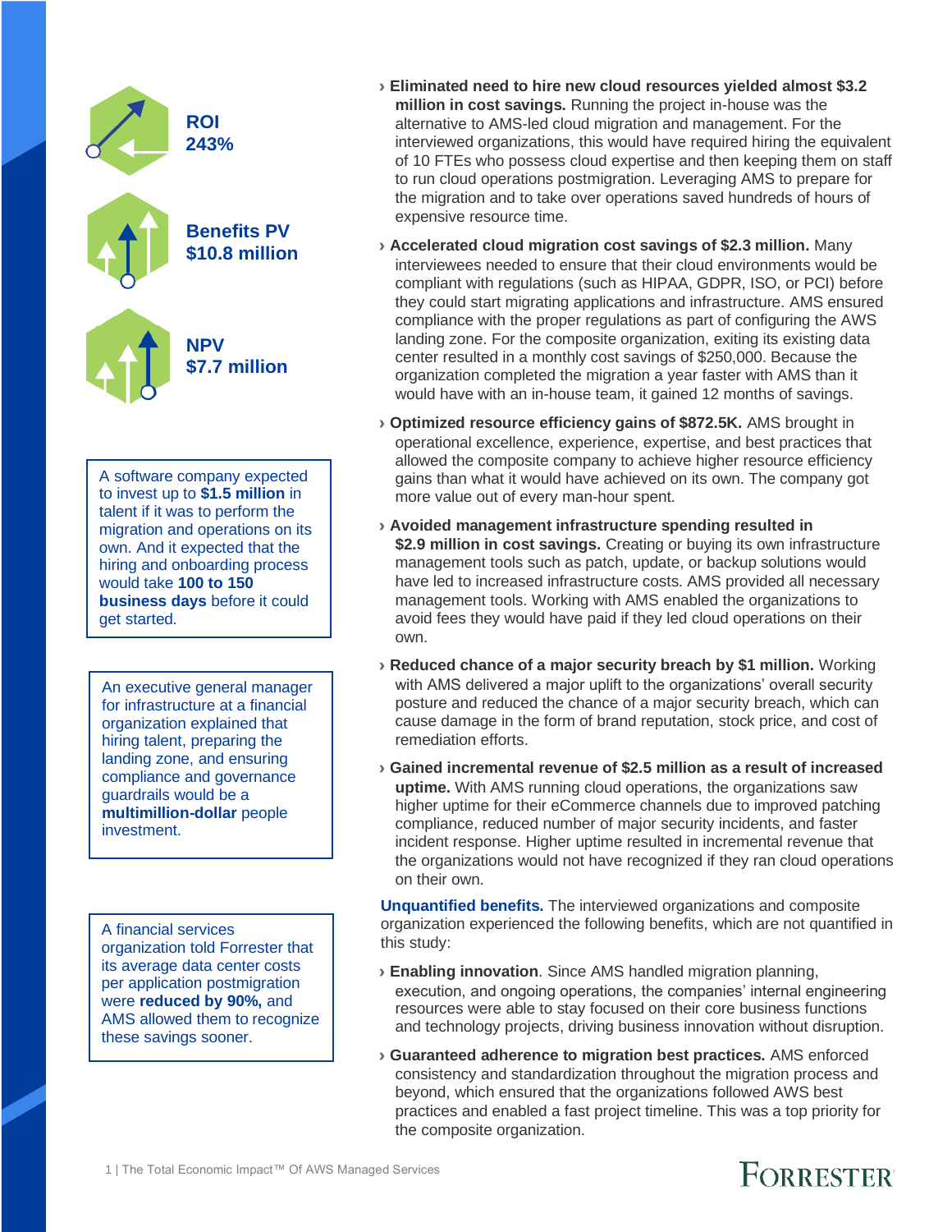**ROI**
**243%**

**Benefits PV**
**$10.8 million**

**NPV**
**$7.7 million**

A software company expected to invest up to **$1.5 million** in talent if it was to perform the migration and operations on its own. And it expected that the hiring and onboarding process would take **100 to 150 business days** before it could get started.

An executive general manager for infrastructure at a financial organization explained that hiring talent, preparing the landing zone, and ensuring compliance and governance guardrails would be a **multimillion-dollar** people investment.

A financial services organization told Forrester that its average data center costs per application postmigration were **reduced by 90%,** and AMS allowed them to recognize these savings sooner.

- **Eliminated need to hire new cloud resources yielded almost $3.2 million in cost savings.** Running the project in-house was the alternative to AMS-led cloud migration and management. For the interviewed organizations, this would have required hiring the equivalent of 10 FTEs who possess cloud expertise and then keeping them on staff to run cloud operations postmigration. Leveraging AMS to prepare for the migration and to take over operations saved hundreds of hours of expensive resource time.
- **Accelerated cloud migration cost savings of $2.3 million.** Many interviewees needed to ensure that their cloud environments would be compliant with regulations (such as HIPAA, GDPR, ISO, or PCI) before they could start migrating applications and infrastructure. AMS ensured compliance with the proper regulations as part of configuring the AWS landing zone. For the composite organization, exiting its existing data center resulted in a monthly cost savings of $250,000. Because the organization completed the migration a year faster with AMS than it would have with an in-house team, it gained 12 months of savings.
- **Optimized resource efficiency gains of $872.5K.** AMS brought in operational excellence, experience, expertise, and best practices that allowed the composite company to achieve higher resource efficiency gains than what it would have achieved on its own. The company got more value out of every man-hour spent.
- **Avoided management infrastructure spending resulted in $2.9 million in cost savings.** Creating or buying its own infrastructure management tools such as patch, update, or backup solutions would have led to increased infrastructure costs. AMS provided all necessary management tools. Working with AMS enabled the organizations to avoid fees they would have paid if they led cloud operations on their own.
- **Reduced chance of a major security breach by $1 million.** Working with AMS delivered a major uplift to the organizations' overall security posture and reduced the chance of a major security breach, which can cause damage in the form of brand reputation, stock price, and cost of remediation efforts.
- **Gained incremental revenue of $2.5 million as a result of increased uptime.** With AMS running cloud operations, the organizations saw higher uptime for their eCommerce channels due to improved patching compliance, reduced number of major security incidents, and faster incident response. Higher uptime resulted in incremental revenue that the organizations would not have recognized if they ran cloud operations on their own.

**Unquantified benefits.** The interviewed organizations and composite organization experienced the following benefits, which are not quantified in this study:

- **Enabling innovation**. Since AMS handled migration planning, execution, and ongoing operations, the companies' internal engineering resources were able to stay focused on their core business functions and technology projects, driving business innovation without disruption.
- **Guaranteed adherence to migration best practices.** AMS enforced consistency and standardization throughout the migration process and beyond, which ensured that the organizations followed AWS best practices and enabled a fast project timeline. This was a top priority for the composite organization.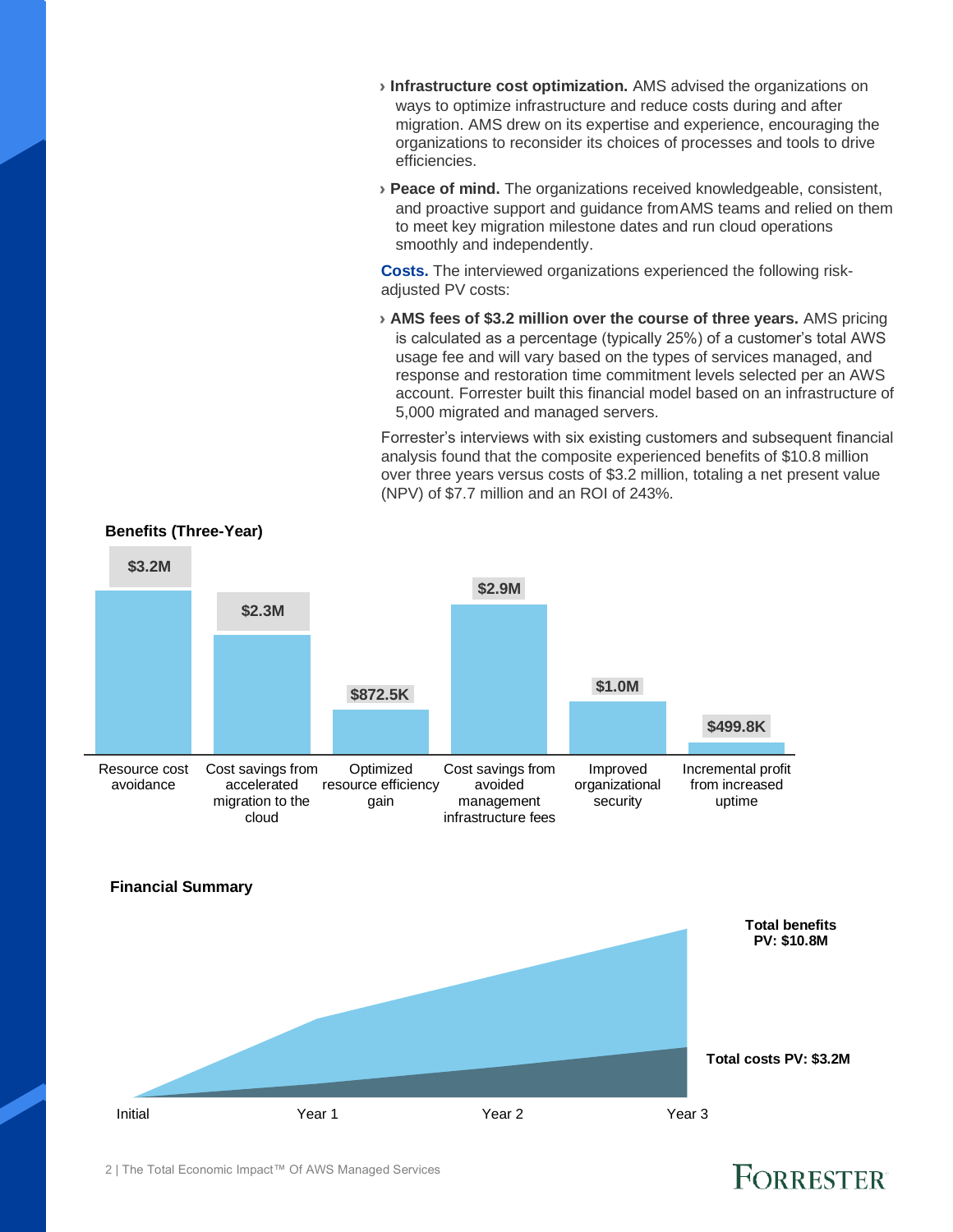- **Infrastructure cost optimization.** AMS advised the organizations on ways to optimize infrastructure and reduce costs during and after migration. AMS drew on its expertise and experience, encouraging the organizations to reconsider its choices of processes and tools to drive efficiencies.
- **Peace of mind.** The organizations received knowledgeable, consistent, and proactive support and guidance from AMS teams and relied on them to meet key migration milestone dates and run cloud operations smoothly and independently.

**Costs.** The interviewed organizations experienced the following risk-adjusted PV costs:

- **AMS fees of $3.2 million over the course of three years.** AMS pricing is calculated as a percentage (typically 25%) of a customer's total AWS usage fee and will vary based on the types of services managed, and response and restoration time commitment levels selected per an AWS account. Forrester built this financial model based on an infrastructure of 5,000 migrated and managed servers.

Forrester's interviews with six existing customers and subsequent financial analysis found that the composite experienced benefits of $10.8 million over three years versus costs of $3.2 million, totaling a net present value (NPV) of $7.7 million and an ROI of 243%.

**Benefits (Three-Year)**

$3.2M
Resource cost avoidance

$2.3M
Cost savings from accelerated migration to the cloud

$872.5K
Optimized resource efficiency gain

$2.9M
Cost savings from avoided management infrastructure fees

$1.0M
Improved organizational security

$499.8K
Incremental profit from increased uptime

**Financial Summary**

Total benefits PV: $10.8M

Total costs PV: $3.2M

Initial
Year 1
Year 2
Year 3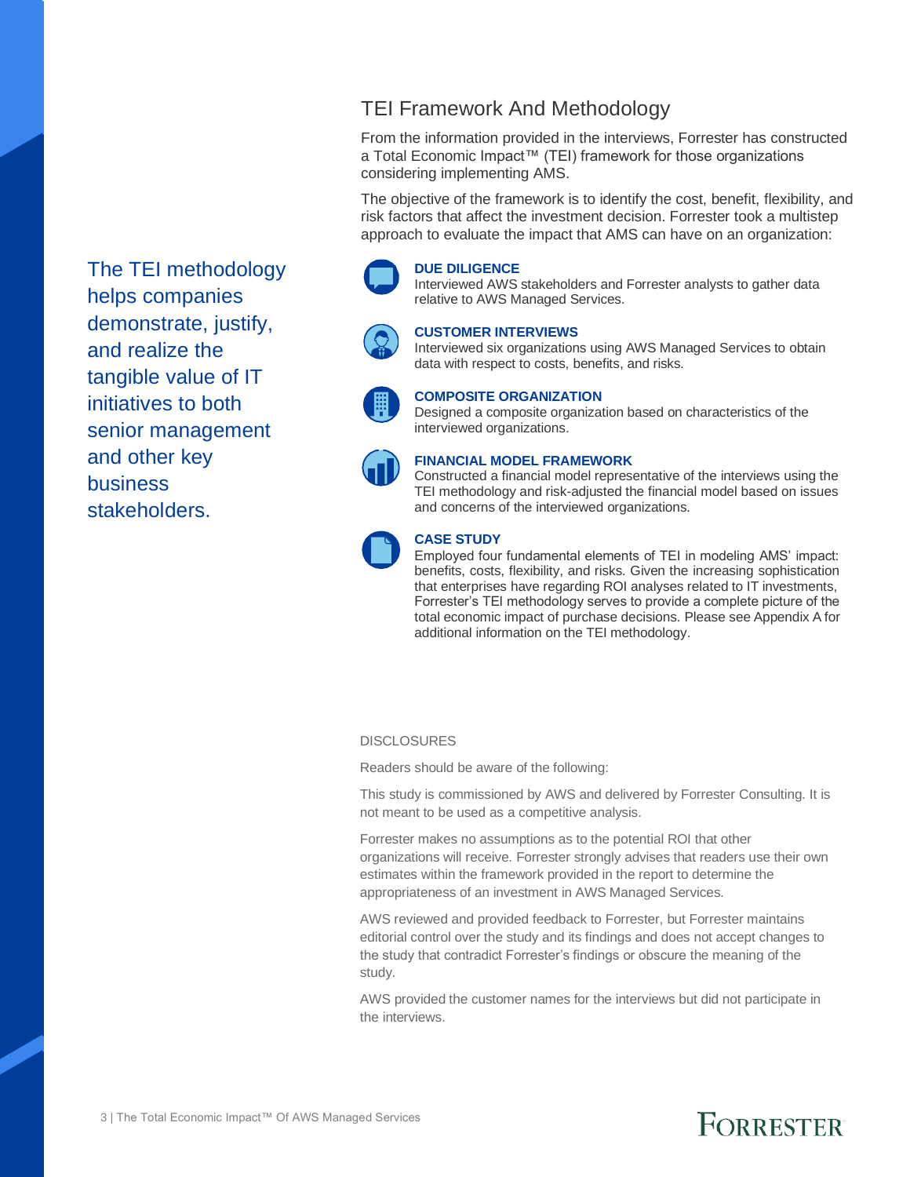## TEI Framework And Methodology

From the information provided in the interviews, Forrester has constructed a Total Economic Impact™ (TEI) framework for those organizations considering implementing AMS.

The objective of the framework is to identify the cost, benefit, flexibility, and risk factors that affect the investment decision. Forrester took a multistep approach to evaluate the impact that AMS can have on an organization:

The TEI methodology helps companies demonstrate, justify, and realize the tangible value of IT initiatives to both senior management and other key business stakeholders.

**DUE DILIGENCE**
Interviewed AWS stakeholders and Forrester analysts to gather data relative to AWS Managed Services.

**CUSTOMER INTERVIEWS**
Interviewed six organizations using AWS Managed Services to obtain data with respect to costs, benefits, and risks.

**COMPOSITE ORGANIZATION**
Designed a composite organization based on characteristics of the interviewed organizations.

**FINANCIAL MODEL FRAMEWORK**
Constructed a financial model representative of the interviews using the TEI methodology and risk-adjusted the financial model based on issues and concerns of the interviewed organizations.

**CASE STUDY**
Employed four fundamental elements of TEI in modeling AMS' impact: benefits, costs, flexibility, and risks. Given the increasing sophistication that enterprises have regarding ROI analyses related to IT investments, Forrester's TEI methodology serves to provide a complete picture of the total economic impact of purchase decisions. Please see Appendix A for additional information on the TEI methodology.

DISCLOSURES

Readers should be aware of the following:

This study is commissioned by AWS and delivered by Forrester Consulting. It is not meant to be used as a competitive analysis.

Forrester makes no assumptions as to the potential ROI that other organizations will receive. Forrester strongly advises that readers use their own estimates within the framework provided in the report to determine the appropriateness of an investment in AWS Managed Services.

AWS reviewed and provided feedback to Forrester, but Forrester maintains editorial control over the study and its findings and does not accept changes to the study that contradict Forrester's findings or obscure the meaning of the study.

AWS provided the customer names for the interviews but did not participate in the interviews.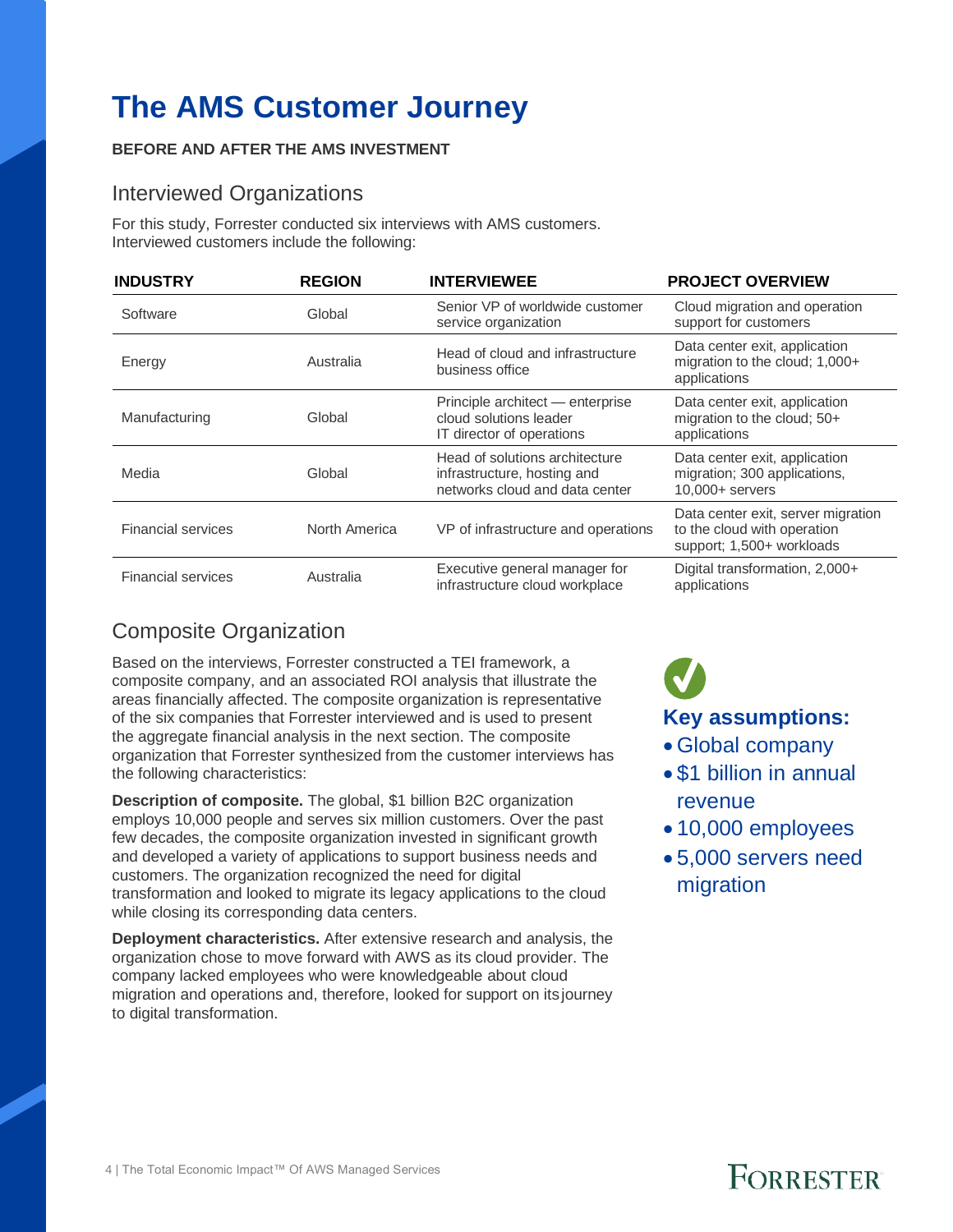# The AMS Customer Journey

**BEFORE AND AFTER THE AMS INVESTMENT**

## Interviewed Organizations

For this study, Forrester conducted six interviews with AMS customers. Interviewed customers include the following:

| INDUSTRY | REGION | INTERVIEWEE | PROJECT OVERVIEW |
|---|---|---|---|
| Software | Global | Senior VP of worldwide customer service organization | Cloud migration and operation support for customers |
| Energy | Australia | Head of cloud and infrastructure business office | Data center exit, application migration to the cloud; 1,000+ applications |
| Manufacturing | Global | Principle architect — enterprise cloud solutions leader<br>IT director of operations | Data center exit, application migration to the cloud; 50+ applications |
| Media | Global | Head of solutions architecture infrastructure, hosting and networks cloud and data center | Data center exit, application migration; 300 applications, 10,000+ servers |
| Financial services | North America | VP of infrastructure and operations | Data center exit, server migration to the cloud with operation support; 1,500+ workloads |
| Financial services | Australia | Executive general manager for infrastructure cloud workplace | Digital transformation, 2,000+ applications |

## Composite Organization

Based on the interviews, Forrester constructed a TEI framework, a composite company, and an associated ROI analysis that illustrate the areas financially affected. The composite organization is representative of the six companies that Forrester interviewed and is used to present the aggregate financial analysis in the next section. The composite organization that Forrester synthesized from the customer interviews has the following characteristics:

**Description of composite.** The global, $1 billion B2C organization employs 10,000 people and serves six million customers. Over the past few decades, the composite organization invested in significant growth and developed a variety of applications to support business needs and customers. The organization recognized the need for digital transformation and looked to migrate its legacy applications to the cloud while closing its corresponding data centers.

**Deployment characteristics.** After extensive research and analysis, the organization chose to move forward with AWS as its cloud provider. The company lacked employees who were knowledgeable about cloud migration and operations and, therefore, looked for support on its journey to digital transformation.

**Key assumptions:**

- Global company
- $1 billion in annual revenue
- 10,000 employees
- 5,000 servers need migration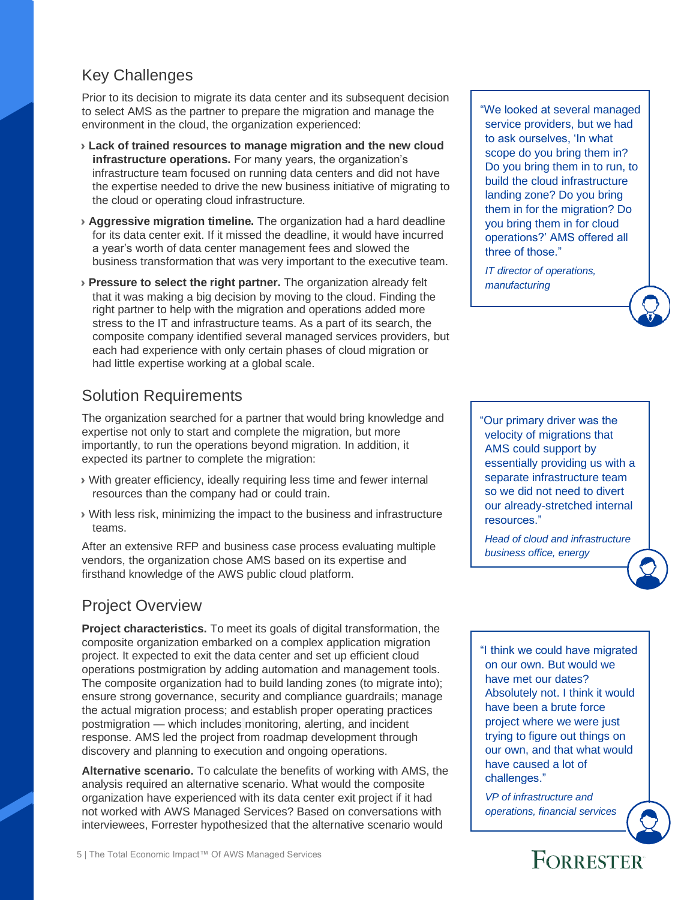## Key Challenges

Prior to its decision to migrate its data center and its subsequent decision to select AMS as the partner to prepare the migration and manage the environment in the cloud, the organization experienced:

- **Lack of trained resources to manage migration and the new cloud infrastructure operations.** For many years, the organization's infrastructure team focused on running data centers and did not have the expertise needed to drive the new business initiative of migrating to the cloud or operating cloud infrastructure.
- **Aggressive migration timeline.** The organization had a hard deadline for its data center exit. If it missed the deadline, it would have incurred a year's worth of data center management fees and slowed the business transformation that was very important to the executive team.
- **Pressure to select the right partner.** The organization already felt that it was making a big decision by moving to the cloud. Finding the right partner to help with the migration and operations added more stress to the IT and infrastructure teams. As a part of its search, the composite company identified several managed services providers, but each had experience with only certain phases of cloud migration or had little expertise working at a global scale.

> "We looked at several managed service providers, but we had to ask ourselves, 'In what scope do you bring them in? Do you bring them in to run, to build the cloud infrastructure landing zone? Do you bring them in for the migration? Do you bring them in for cloud operations?' AMS offered all three of those."
>
> *IT director of operations, manufacturing*

## Solution Requirements

The organization searched for a partner that would bring knowledge and expertise not only to start and complete the migration, but more importantly, to run the operations beyond migration. In addition, it expected its partner to complete the migration:

- With greater efficiency, ideally requiring less time and fewer internal resources than the company had or could train.
- With less risk, minimizing the impact to the business and infrastructure teams.

After an extensive RFP and business case process evaluating multiple vendors, the organization chose AMS based on its expertise and firsthand knowledge of the AWS public cloud platform.

> "Our primary driver was the velocity of migrations that AMS could support by essentially providing us with a separate infrastructure team so we did not need to divert our already-stretched internal resources."
>
> *Head of cloud and infrastructure business office, energy*

## Project Overview

**Project characteristics.** To meet its goals of digital transformation, the composite organization embarked on a complex application migration project. It expected to exit the data center and set up efficient cloud operations postmigration by adding automation and management tools. The composite organization had to build landing zones (to migrate into); ensure strong governance, security and compliance guardrails; manage the actual migration process; and establish proper operating practices postmigration — which includes monitoring, alerting, and incident response. AMS led the project from roadmap development through discovery and planning to execution and ongoing operations.

**Alternative scenario.** To calculate the benefits of working with AMS, the analysis required an alternative scenario. What would the composite organization have experienced with its data center exit project if it had not worked with AWS Managed Services? Based on conversations with interviewees, Forrester hypothesized that the alternative scenario would

> "I think we could have migrated on our own. But would we have met our dates? Absolutely not. I think it would have been a brute force project where we were just trying to figure out things on our own, and that what would have caused a lot of challenges."
>
> *VP of infrastructure and operations, financial services*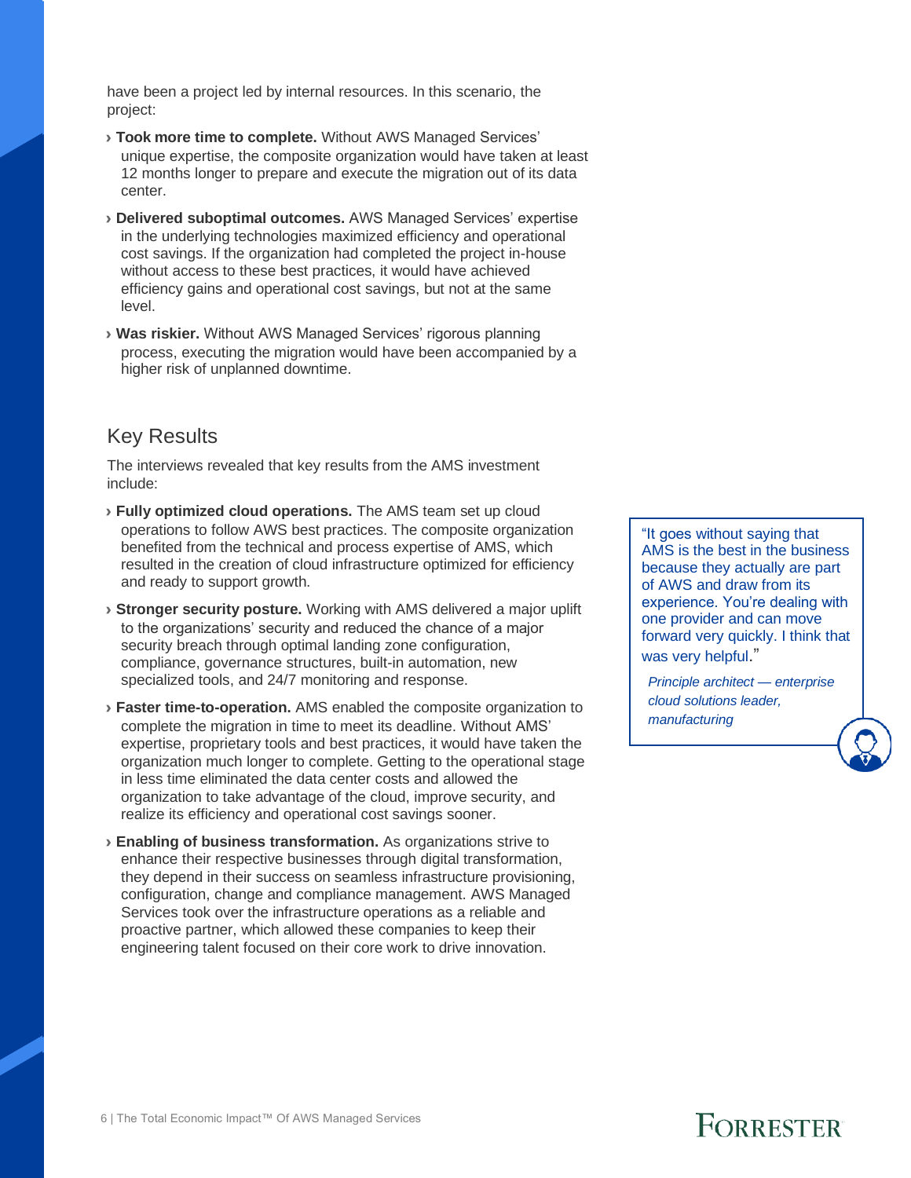have been a project led by internal resources. In this scenario, the project:

- **Took more time to complete.** Without AWS Managed Services' unique expertise, the composite organization would have taken at least 12 months longer to prepare and execute the migration out of its data center.
- **Delivered suboptimal outcomes.** AWS Managed Services' expertise in the underlying technologies maximized efficiency and operational cost savings. If the organization had completed the project in-house without access to these best practices, it would have achieved efficiency gains and operational cost savings, but not at the same level.
- **Was riskier.** Without AWS Managed Services' rigorous planning process, executing the migration would have been accompanied by a higher risk of unplanned downtime.

## Key Results

The interviews revealed that key results from the AMS investment include:

- **Fully optimized cloud operations.** The AMS team set up cloud operations to follow AWS best practices. The composite organization benefited from the technical and process expertise of AMS, which resulted in the creation of cloud infrastructure optimized for efficiency and ready to support growth.
- **Stronger security posture.** Working with AMS delivered a major uplift to the organizations' security and reduced the chance of a major security breach through optimal landing zone configuration, compliance, governance structures, built-in automation, new specialized tools, and 24/7 monitoring and response.
- **Faster time-to-operation.** AMS enabled the composite organization to complete the migration in time to meet its deadline. Without AMS' expertise, proprietary tools and best practices, it would have taken the organization much longer to complete. Getting to the operational stage in less time eliminated the data center costs and allowed the organization to take advantage of the cloud, improve security, and realize its efficiency and operational cost savings sooner.
- **Enabling of business transformation.** As organizations strive to enhance their respective businesses through digital transformation, they depend in their success on seamless infrastructure provisioning, configuration, change and compliance management. AWS Managed Services took over the infrastructure operations as a reliable and proactive partner, which allowed these companies to keep their engineering talent focused on their core work to drive innovation.

> "It goes without saying that AMS is the best in the business because they actually are part of AWS and draw from its experience. You're dealing with one provider and can move forward very quickly. I think that was very helpful."
>
> *Principle architect — enterprise cloud solutions leader, manufacturing*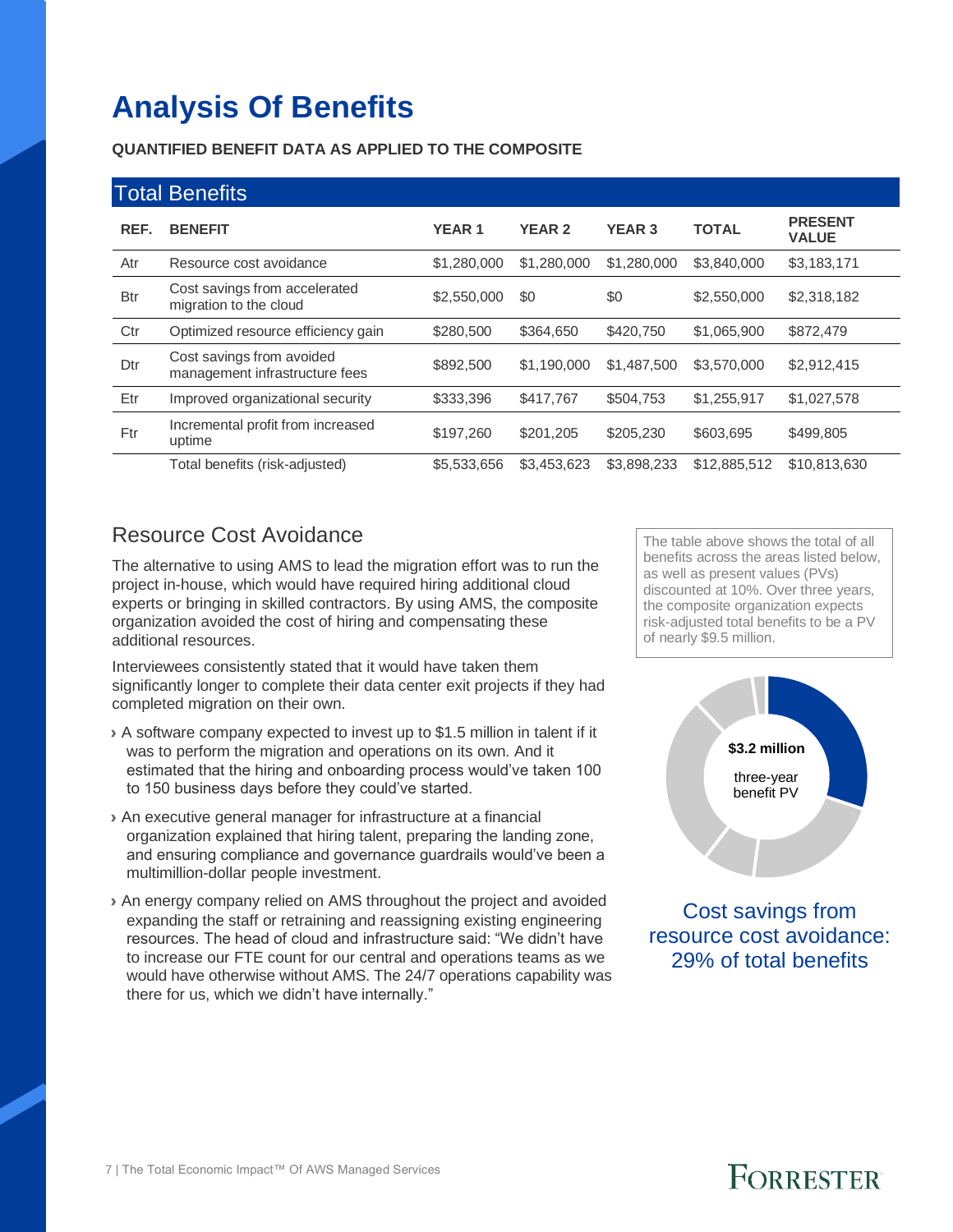# Analysis Of Benefits

**QUANTIFIED BENEFIT DATA AS APPLIED TO THE COMPOSITE**

| Total Benefits | | | | | | |
|---|---|---|---|---|---|---|
| **REF.** | **BENEFIT** | **YEAR 1** | **YEAR 2** | **YEAR 3** | **TOTAL** | **PRESENT VALUE** |
| Atr | Resource cost avoidance | $1,280,000 | $1,280,000 | $1,280,000 | $3,840,000 | $3,183,171 |
| Btr | Cost savings from accelerated migration to the cloud | $2,550,000 | $0 | $0 | $2,550,000 | $2,318,182 |
| Ctr | Optimized resource efficiency gain | $280,500 | $364,650 | $420,750 | $1,065,900 | $872,479 |
| Dtr | Cost savings from avoided management infrastructure fees | $892,500 | $1,190,000 | $1,487,500 | $3,570,000 | $2,912,415 |
| Etr | Improved organizational security | $333,396 | $417,767 | $504,753 | $1,255,917 | $1,027,578 |
| Ftr | Incremental profit from increased uptime | $197,260 | $201,205 | $205,230 | $603,695 | $499,805 |
| | Total benefits (risk-adjusted) | $5,533,656 | $3,453,623 | $3,898,233 | $12,885,512 | $10,813,630 |

## Resource Cost Avoidance

The alternative to using AMS to lead the migration effort was to run the project in-house, which would have required hiring additional cloud experts or bringing in skilled contractors. By using AMS, the composite organization avoided the cost of hiring and compensating these additional resources.

Interviewees consistently stated that it would have taken them significantly longer to complete their data center exit projects if they had completed migration on their own.

- A software company expected to invest up to $1.5 million in talent if it was to perform the migration and operations on its own. And it estimated that the hiring and onboarding process would've taken 100 to 150 business days before they could've started.
- An executive general manager for infrastructure at a financial organization explained that hiring talent, preparing the landing zone, and ensuring compliance and governance guardrails would've been a multimillion-dollar people investment.
- An energy company relied on AMS throughout the project and avoided expanding the staff or retraining and reassigning existing engineering resources. The head of cloud and infrastructure said: "We didn't have to increase our FTE count for our central and operations teams as we would have otherwise without AMS. The 24/7 operations capability was there for us, which we didn't have internally."

The table above shows the total of all benefits across the areas listed below, as well as present values (PVs) discounted at 10%. Over three years, the composite organization expects risk-adjusted total benefits to be a PV of nearly $9.5 million.

**$3.2 million**

three-year benefit PV

Cost savings from resource cost avoidance: 29% of total benefits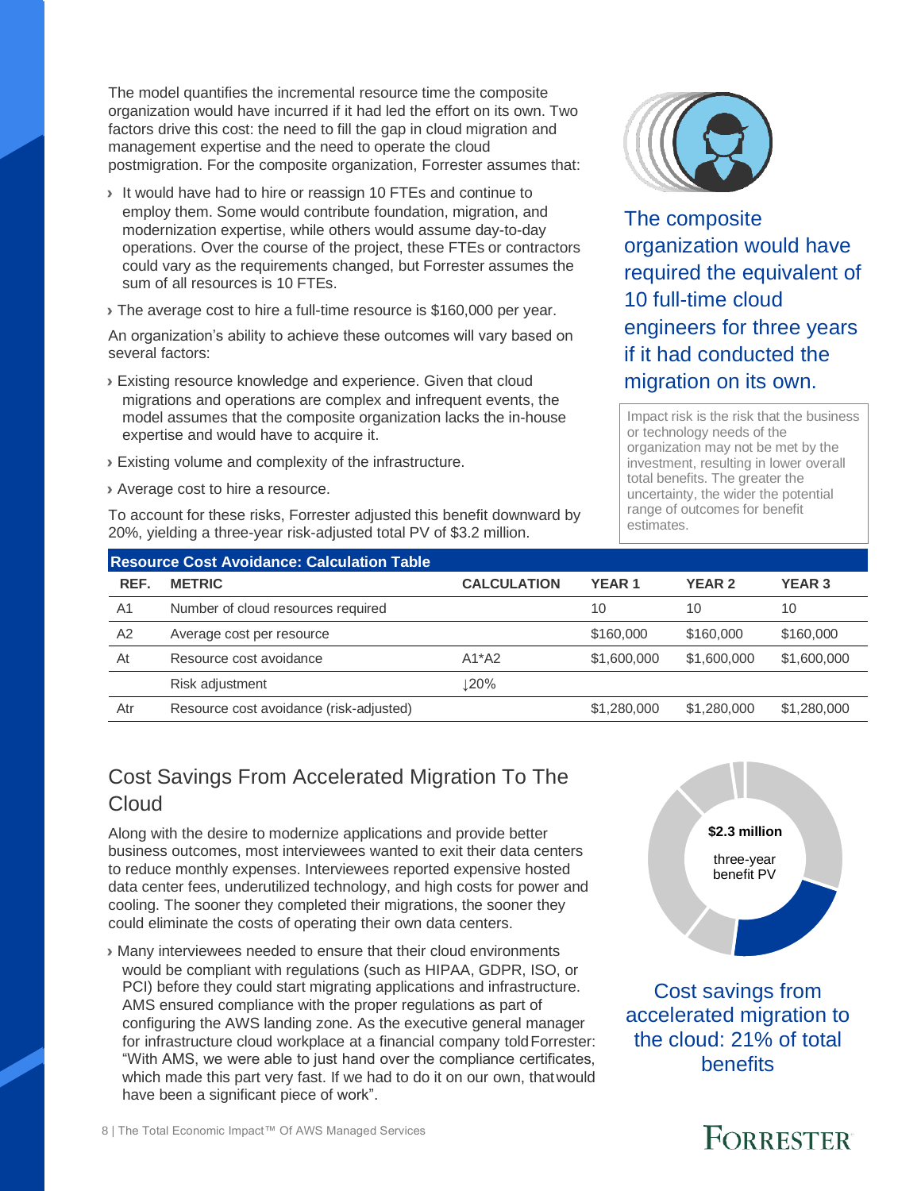The model quantifies the incremental resource time the composite organization would have incurred if it had led the effort on its own. Two factors drive this cost: the need to fill the gap in cloud migration and management expertise and the need to operate the cloud postmigration. For the composite organization, Forrester assumes that:

- It would have had to hire or reassign 10 FTEs and continue to employ them. Some would contribute foundation, migration, and modernization expertise, while others would assume day-to-day operations. Over the course of the project, these FTEs or contractors could vary as the requirements changed, but Forrester assumes the sum of all resources is 10 FTEs.
- The average cost to hire a full-time resource is $160,000 per year.

An organization's ability to achieve these outcomes will vary based on several factors:

- Existing resource knowledge and experience. Given that cloud migrations and operations are complex and infrequent events, the model assumes that the composite organization lacks the in-house expertise and would have to acquire it.
- Existing volume and complexity of the infrastructure.
- Average cost to hire a resource.

To account for these risks, Forrester adjusted this benefit downward by 20%, yielding a three-year risk-adjusted total PV of $3.2 million.

The composite organization would have required the equivalent of 10 full-time cloud engineers for three years if it had conducted the migration on its own.

Impact risk is the risk that the business or technology needs of the organization may not be met by the investment, resulting in lower overall total benefits. The greater the uncertainty, the wider the potential range of outcomes for benefit estimates.

**Resource Cost Avoidance: Calculation Table**

| REF. | METRIC | CALCULATION | YEAR 1 | YEAR 2 | YEAR 3 |
|---|---|---|---|---|---|
| A1 | Number of cloud resources required | | 10 | 10 | 10 |
| A2 | Average cost per resource | | $160,000 | $160,000 | $160,000 |
| At | Resource cost avoidance | A1*A2 | $1,600,000 | $1,600,000 | $1,600,000 |
| | Risk adjustment | ↓20% | | | |
| Atr | Resource cost avoidance (risk-adjusted) | | $1,280,000 | $1,280,000 | $1,280,000 |

## Cost Savings From Accelerated Migration To The Cloud

Along with the desire to modernize applications and provide better business outcomes, most interviewees wanted to exit their data centers to reduce monthly expenses. Interviewees reported expensive hosted data center fees, underutilized technology, and high costs for power and cooling. The sooner they completed their migrations, the sooner they could eliminate the costs of operating their own data centers.

- Many interviewees needed to ensure that their cloud environments would be compliant with regulations (such as HIPAA, GDPR, ISO, or PCI) before they could start migrating applications and infrastructure. AMS ensured compliance with the proper regulations as part of configuring the AWS landing zone. As the executive general manager for infrastructure cloud workplace at a financial company told Forrester: "With AMS, we were able to just hand over the compliance certificates, which made this part very fast. If we had to do it on our own, that would have been a significant piece of work".

**$2.3 million**
three-year benefit PV

Cost savings from accelerated migration to the cloud: 21% of total benefits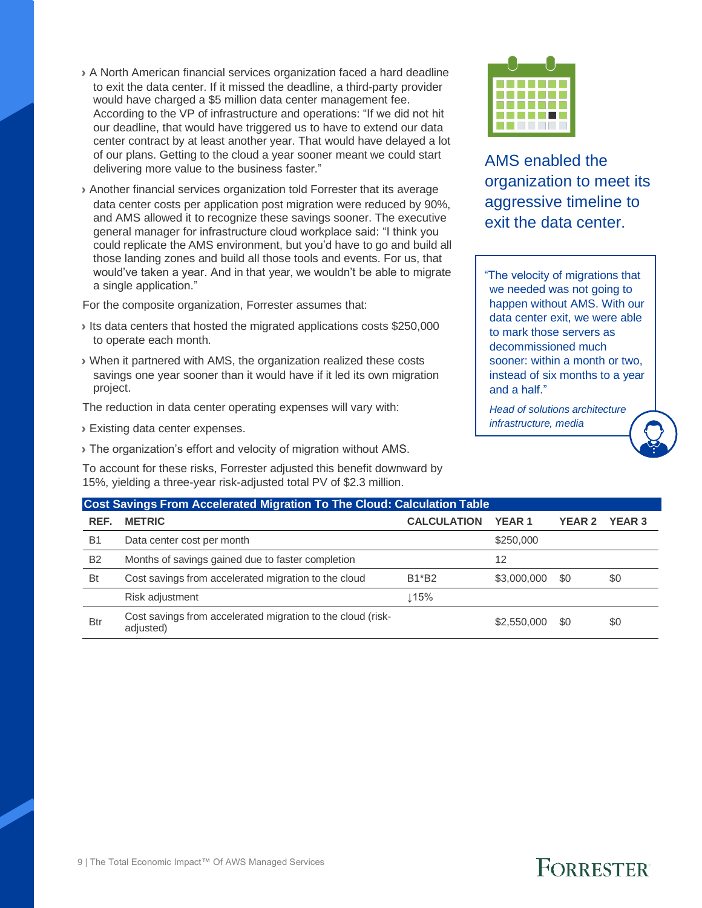- A North American financial services organization faced a hard deadline to exit the data center. If it missed the deadline, a third-party provider would have charged a $5 million data center management fee. According to the VP of infrastructure and operations: "If we did not hit our deadline, that would have triggered us to have to extend our data center contract by at least another year. That would have delayed a lot of our plans. Getting to the cloud a year sooner meant we could start delivering more value to the business faster."
- Another financial services organization told Forrester that its average data center costs per application post migration were reduced by 90%, and AMS allowed it to recognize these savings sooner. The executive general manager for infrastructure cloud workplace said: "I think you could replicate the AMS environment, but you'd have to go and build all those landing zones and build all those tools and events. For us, that would've taken a year. And in that year, we wouldn't be able to migrate a single application."

For the composite organization, Forrester assumes that:

- Its data centers that hosted the migrated applications costs $250,000 to operate each month.
- When it partnered with AMS, the organization realized these costs savings one year sooner than it would have if it led its own migration project.

The reduction in data center operating expenses will vary with:

- Existing data center expenses.
- The organization's effort and velocity of migration without AMS.

To account for these risks, Forrester adjusted this benefit downward by 15%, yielding a three-year risk-adjusted total PV of $2.3 million.

AMS enabled the organization to meet its aggressive timeline to exit the data center.

> "The velocity of migrations that we needed was not going to happen without AMS. With our data center exit, we were able to mark those servers as decommissioned much sooner: within a month or two, instead of six months to a year and a half."
>
> *Head of solutions architecture infrastructure, media*

**Cost Savings From Accelerated Migration To The Cloud: Calculation Table**

| REF. | METRIC | CALCULATION | YEAR 1 | YEAR 2 | YEAR 3 |
|---|---|---|---|---|---|
| B1 | Data center cost per month | | $250,000 | | |
| B2 | Months of savings gained due to faster completion | | 12 | | |
| Bt | Cost savings from accelerated migration to the cloud | B1*B2 | $3,000,000 | $0 | $0 |
| | Risk adjustment | ↓15% | | | |
| Btr | Cost savings from accelerated migration to the cloud (risk-adjusted) | | $2,550,000 | $0 | $0 |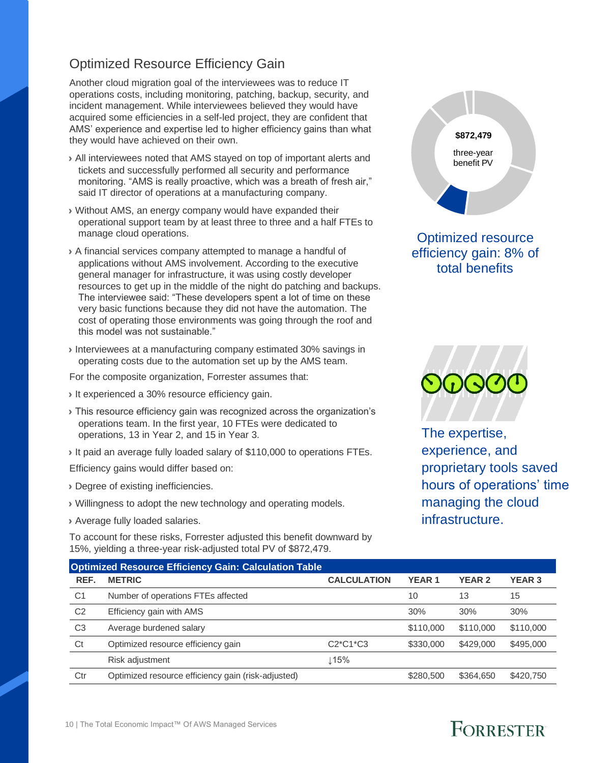## Optimized Resource Efficiency Gain

Another cloud migration goal of the interviewees was to reduce IT operations costs, including monitoring, patching, backup, security, and incident management. While interviewees believed they would have acquired some efficiencies in a self-led project, they are confident that AMS' experience and expertise led to higher efficiency gains than what they would have achieved on their own.

- All interviewees noted that AMS stayed on top of important alerts and tickets and successfully performed all security and performance monitoring. "AMS is really proactive, which was a breath of fresh air," said IT director of operations at a manufacturing company.
- Without AMS, an energy company would have expanded their operational support team by at least three to three and a half FTEs to manage cloud operations.
- A financial services company attempted to manage a handful of applications without AMS involvement. According to the executive general manager for infrastructure, it was using costly developer resources to get up in the middle of the night do patching and backups. The interviewee said: "These developers spent a lot of time on these very basic functions because they did not have the automation. The cost of operating those environments was going through the roof and this model was not sustainable."
- Interviewees at a manufacturing company estimated 30% savings in operating costs due to the automation set up by the AMS team.

For the composite organization, Forrester assumes that:

- It experienced a 30% resource efficiency gain.
- This resource efficiency gain was recognized across the organization's operations team. In the first year, 10 FTEs were dedicated to operations, 13 in Year 2, and 15 in Year 3.
- It paid an average fully loaded salary of $110,000 to operations FTEs.

Efficiency gains would differ based on:

- Degree of existing inefficiencies.
- Willingness to adopt the new technology and operating models.
- Average fully loaded salaries.

To account for these risks, Forrester adjusted this benefit downward by 15%, yielding a three-year risk-adjusted total PV of $872,479.

$872,479

three-year benefit PV

Optimized resource efficiency gain: 8% of total benefits

The expertise, experience, and proprietary tools saved hours of operations' time managing the cloud infrastructure.

**Optimized Resource Efficiency Gain: Calculation Table**

| REF. | METRIC | CALCULATION | YEAR 1 | YEAR 2 | YEAR 3 |
|---|---|---|---|---|---|
| C1 | Number of operations FTEs affected | | 10 | 13 | 15 |
| C2 | Efficiency gain with AMS | | 30% | 30% | 30% |
| C3 | Average burdened salary | | $110,000 | $110,000 | $110,000 |
| Ct | Optimized resource efficiency gain | C2*C1*C3 | $330,000 | $429,000 | $495,000 |
| | Risk adjustment | ↓15% | | | |
| Ctr | Optimized resource efficiency gain (risk-adjusted) | | $280,500 | $364,650 | $420,750 |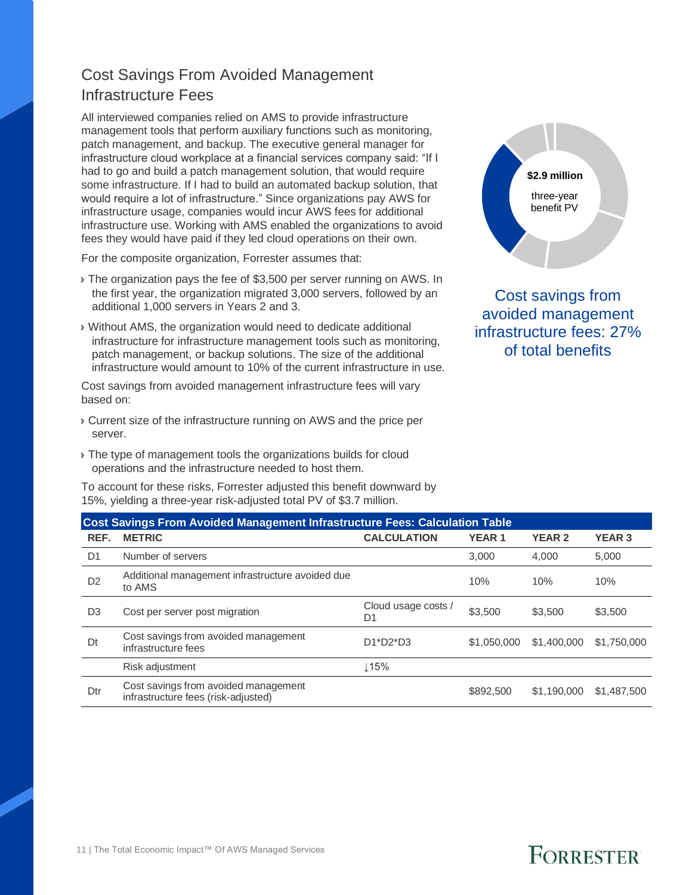## Cost Savings From Avoided Management Infrastructure Fees

All interviewed companies relied on AMS to provide infrastructure management tools that perform auxiliary functions such as monitoring, patch management, and backup. The executive general manager for infrastructure cloud workplace at a financial services company said: "If I had to go and build a patch management solution, that would require some infrastructure. If I had to build an automated backup solution, that would require a lot of infrastructure." Since organizations pay AWS for infrastructure usage, companies would incur AWS fees for additional infrastructure use. Working with AMS enabled the organizations to avoid fees they would have paid if they led cloud operations on their own.

For the composite organization, Forrester assumes that:

- The organization pays the fee of $3,500 per server running on AWS. In the first year, the organization migrated 3,000 servers, followed by an additional 1,000 servers in Years 2 and 3.
- Without AMS, the organization would need to dedicate additional infrastructure for infrastructure management tools such as monitoring, patch management, or backup solutions. The size of the additional infrastructure would amount to 10% of the current infrastructure in use.

Cost savings from avoided management infrastructure fees will vary based on:

- Current size of the infrastructure running on AWS and the price per server.
- The type of management tools the organizations builds for cloud operations and the infrastructure needed to host them.

To account for these risks, Forrester adjusted this benefit downward by 15%, yielding a three-year risk-adjusted total PV of $3.7 million.

**$2.9 million**
three-year benefit PV

Cost savings from avoided management infrastructure fees: 27% of total benefits

**Cost Savings From Avoided Management Infrastructure Fees: Calculation Table**

| REF. | METRIC | CALCULATION | YEAR 1 | YEAR 2 | YEAR 3 |
|---|---|---|---|---|---|
| D1 | Number of servers | | 3,000 | 4,000 | 5,000 |
| D2 | Additional management infrastructure avoided due to AMS | | 10% | 10% | 10% |
| D3 | Cost per server post migration | Cloud usage costs / D1 | $3,500 | $3,500 | $3,500 |
| Dt | Cost savings from avoided management infrastructure fees | D1\*D2\*D3 | $1,050,000 | $1,400,000 | $1,750,000 |
| | Risk adjustment | ↓15% | | | |
| Dtr | Cost savings from avoided management infrastructure fees (risk-adjusted) | | $892,500 | $1,190,000 | $1,487,500 |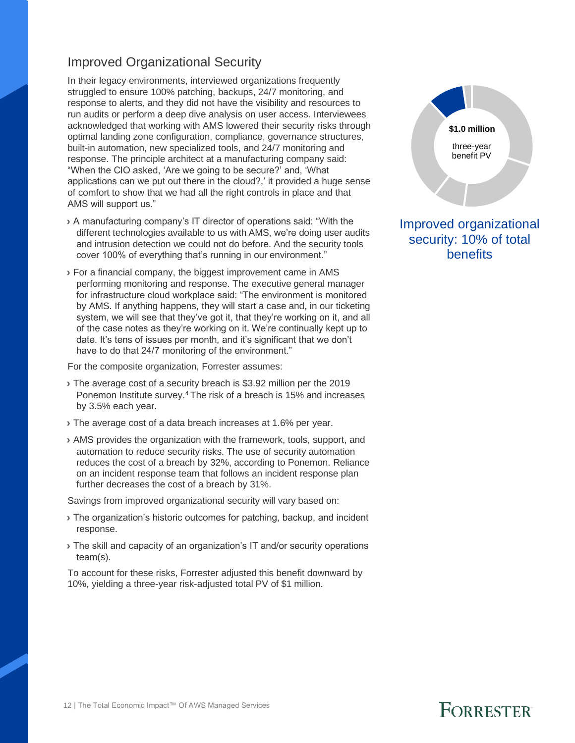## Improved Organizational Security

In their legacy environments, interviewed organizations frequently struggled to ensure 100% patching, backups, 24/7 monitoring, and response to alerts, and they did not have the visibility and resources to run audits or perform a deep dive analysis on user access. Interviewees acknowledged that working with AMS lowered their security risks through optimal landing zone configuration, compliance, governance structures, built-in automation, new specialized tools, and 24/7 monitoring and response. The principle architect at a manufacturing company said: "When the CIO asked, 'Are we going to be secure?' and, 'What applications can we put out there in the cloud?,' it provided a huge sense of comfort to show that we had all the right controls in place and that AMS will support us."

- A manufacturing company's IT director of operations said: "With the different technologies available to us with AMS, we're doing user audits and intrusion detection we could not do before. And the security tools cover 100% of everything that's running in our environment."
- For a financial company, the biggest improvement came in AMS performing monitoring and response. The executive general manager for infrastructure cloud workplace said: "The environment is monitored by AMS. If anything happens, they will start a case and, in our ticketing system, we will see that they've got it, that they're working on it, and all of the case notes as they're working on it. We're continually kept up to date. It's tens of issues per month, and it's significant that we don't have to do that 24/7 monitoring of the environment."

For the composite organization, Forrester assumes:

- The average cost of a security breach is $3.92 million per the 2019 Ponemon Institute survey.[4] The risk of a breach is 15% and increases by 3.5% each year.
- The average cost of a data breach increases at 1.6% per year.
- AMS provides the organization with the framework, tools, support, and automation to reduce security risks. The use of security automation reduces the cost of a breach by 32%, according to Ponemon. Reliance on an incident response team that follows an incident response plan further decreases the cost of a breach by 31%.

Savings from improved organizational security will vary based on:

- The organization's historic outcomes for patching, backup, and incident response.
- The skill and capacity of an organization's IT and/or security operations team(s).

To account for these risks, Forrester adjusted this benefit downward by 10%, yielding a three-year risk-adjusted total PV of $1 million.

**$1.0 million**
three-year benefit PV

Improved organizational security: 10% of total benefits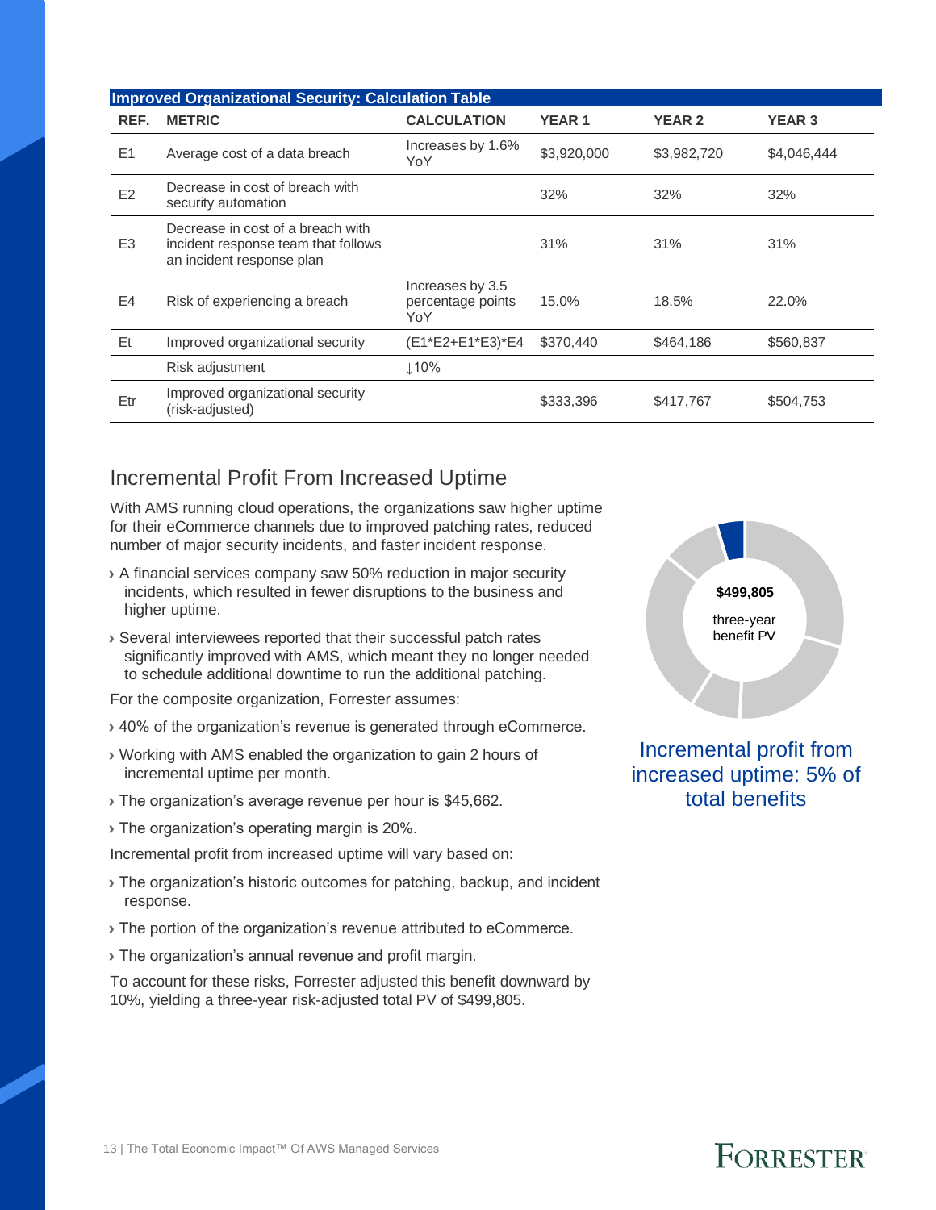| Improved Organizational Security: Calculation Table | | | | | |
|---|---|---|---|---|---|
| REF. | METRIC | CALCULATION | YEAR 1 | YEAR 2 | YEAR 3 |
| E1 | Average cost of a data breach | Increases by 1.6% YoY | $3,920,000 | $3,982,720 | $4,046,444 |
| E2 | Decrease in cost of breach with security automation | | 32% | 32% | 32% |
| E3 | Decrease in cost of a breach with incident response team that follows an incident response plan | | 31% | 31% | 31% |
| E4 | Risk of experiencing a breach | Increases by 3.5 percentage points YoY | 15.0% | 18.5% | 22.0% |
| Et | Improved organizational security | (E1*E2+E1*E3)*E4 | $370,440 | $464,186 | $560,837 |
| | Risk adjustment | ↓10% | | | |
| Etr | Improved organizational security (risk-adjusted) | | $333,396 | $417,767 | $504,753 |

## Incremental Profit From Increased Uptime

With AMS running cloud operations, the organizations saw higher uptime for their eCommerce channels due to improved patching rates, reduced number of major security incidents, and faster incident response.

- A financial services company saw 50% reduction in major security incidents, which resulted in fewer disruptions to the business and higher uptime.
- Several interviewees reported that their successful patch rates significantly improved with AMS, which meant they no longer needed to schedule additional downtime to run the additional patching.

For the composite organization, Forrester assumes:

- 40% of the organization's revenue is generated through eCommerce.
- Working with AMS enabled the organization to gain 2 hours of incremental uptime per month.
- The organization's average revenue per hour is $45,662.
- The organization's operating margin is 20%.

Incremental profit from increased uptime will vary based on:

- The organization's historic outcomes for patching, backup, and incident response.
- The portion of the organization's revenue attributed to eCommerce.
- The organization's annual revenue and profit margin.

To account for these risks, Forrester adjusted this benefit downward by 10%, yielding a three-year risk-adjusted total PV of $499,805.

**$499,805**
three-year benefit PV

Incremental profit from increased uptime: 5% of total benefits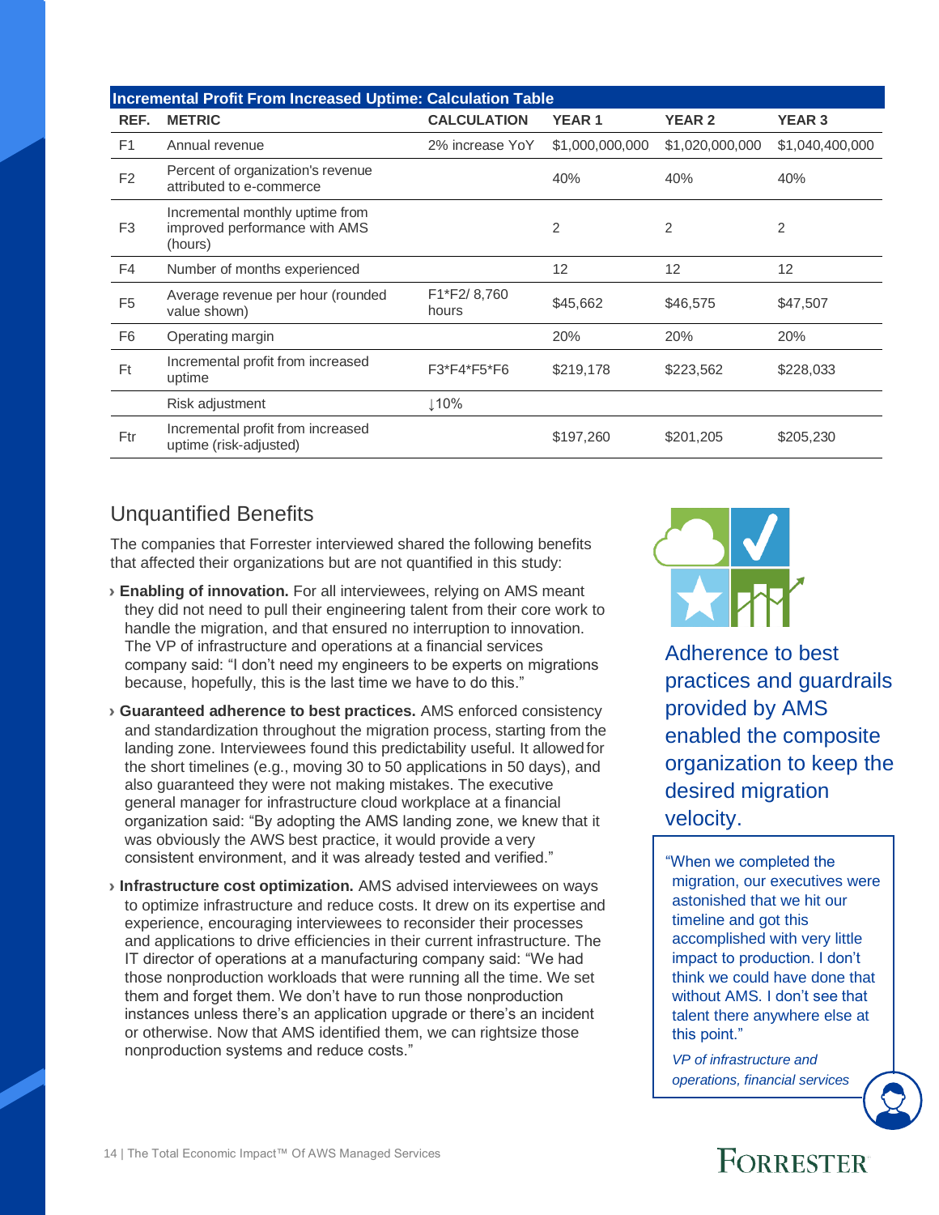| Incremental Profit From Increased Uptime: Calculation Table | | | | | |
|---|---|---|---|---|---|
| REF. | METRIC | CALCULATION | YEAR 1 | YEAR 2 | YEAR 3 |
| F1 | Annual revenue | 2% increase YoY | $1,000,000,000 | $1,020,000,000 | $1,040,400,000 |
| F2 | Percent of organization's revenue attributed to e-commerce | | 40% | 40% | 40% |
| F3 | Incremental monthly uptime from improved performance with AMS (hours) | | 2 | 2 | 2 |
| F4 | Number of months experienced | | 12 | 12 | 12 |
| F5 | Average revenue per hour (rounded value shown) | F1*F2/ 8,760 hours | $45,662 | $46,575 | $47,507 |
| F6 | Operating margin | | 20% | 20% | 20% |
| Ft | Incremental profit from increased uptime | F3*F4*F5*F6 | $219,178 | $223,562 | $228,033 |
| | Risk adjustment | ↓10% | | | |
| Ftr | Incremental profit from increased uptime (risk-adjusted) | | $197,260 | $201,205 | $205,230 |

## Unquantified Benefits

The companies that Forrester interviewed shared the following benefits that affected their organizations but are not quantified in this study:

- **Enabling of innovation.** For all interviewees, relying on AMS meant they did not need to pull their engineering talent from their core work to handle the migration, and that ensured no interruption to innovation. The VP of infrastructure and operations at a financial services company said: "I don't need my engineers to be experts on migrations because, hopefully, this is the last time we have to do this."
- **Guaranteed adherence to best practices.** AMS enforced consistency and standardization throughout the migration process, starting from the landing zone. Interviewees found this predictability useful. It allowed for the short timelines (e.g., moving 30 to 50 applications in 50 days), and also guaranteed they were not making mistakes. The executive general manager for infrastructure cloud workplace at a financial organization said: "By adopting the AMS landing zone, we knew that it was obviously the AWS best practice, it would provide a very consistent environment, and it was already tested and verified."
- **Infrastructure cost optimization.** AMS advised interviewees on ways to optimize infrastructure and reduce costs. It drew on its expertise and experience, encouraging interviewees to reconsider their processes and applications to drive efficiencies in their current infrastructure. The IT director of operations at a manufacturing company said: "We had those nonproduction workloads that were running all the time. We set them and forget them. We don't have to run those nonproduction instances unless there's an application upgrade or there's an incident or otherwise. Now that AMS identified them, we can rightsize those nonproduction systems and reduce costs."

Adherence to best practices and guardrails provided by AMS enabled the composite organization to keep the desired migration velocity.

"When we completed the migration, our executives were astonished that we hit our timeline and got this accomplished with very little impact to production. I don't think we could have done that without AMS. I don't see that talent there anywhere else at this point."

*VP of infrastructure and operations, financial services*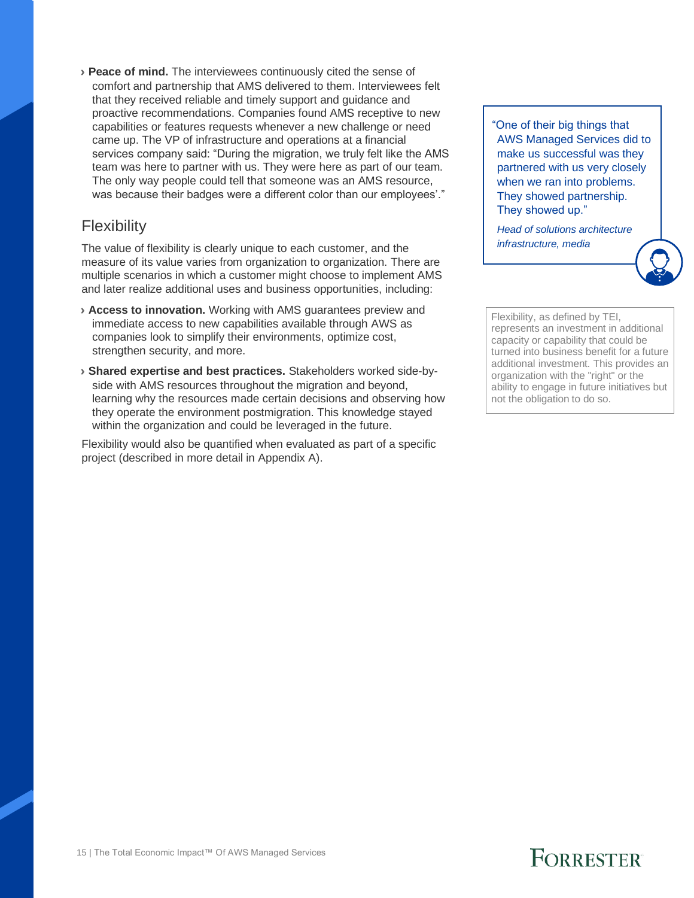- **Peace of mind.** The interviewees continuously cited the sense of comfort and partnership that AMS delivered to them. Interviewees felt that they received reliable and timely support and guidance and proactive recommendations. Companies found AMS receptive to new capabilities or features requests whenever a new challenge or need came up. The VP of infrastructure and operations at a financial services company said: "During the migration, we truly felt like the AMS team was here to partner with us. They were here as part of our team. The only way people could tell that someone was an AMS resource, was because their badges were a different color than our employees'."

## Flexibility

The value of flexibility is clearly unique to each customer, and the measure of its value varies from organization to organization. There are multiple scenarios in which a customer might choose to implement AMS and later realize additional uses and business opportunities, including:

- **Access to innovation.** Working with AMS guarantees preview and immediate access to new capabilities available through AWS as companies look to simplify their environments, optimize cost, strengthen security, and more.
- **Shared expertise and best practices.** Stakeholders worked side-by-side with AMS resources throughout the migration and beyond, learning why the resources made certain decisions and observing how they operate the environment postmigration. This knowledge stayed within the organization and could be leveraged in the future.

Flexibility would also be quantified when evaluated as part of a specific project (described in more detail in Appendix A).

"One of their big things that AWS Managed Services did to make us successful was they partnered with us very closely when we ran into problems. They showed partnership. They showed up."

*Head of solutions architecture infrastructure, media*

Flexibility, as defined by TEI, represents an investment in additional capacity or capability that could be turned into business benefit for a future additional investment. This provides an organization with the "right" or the ability to engage in future initiatives but not the obligation to do so.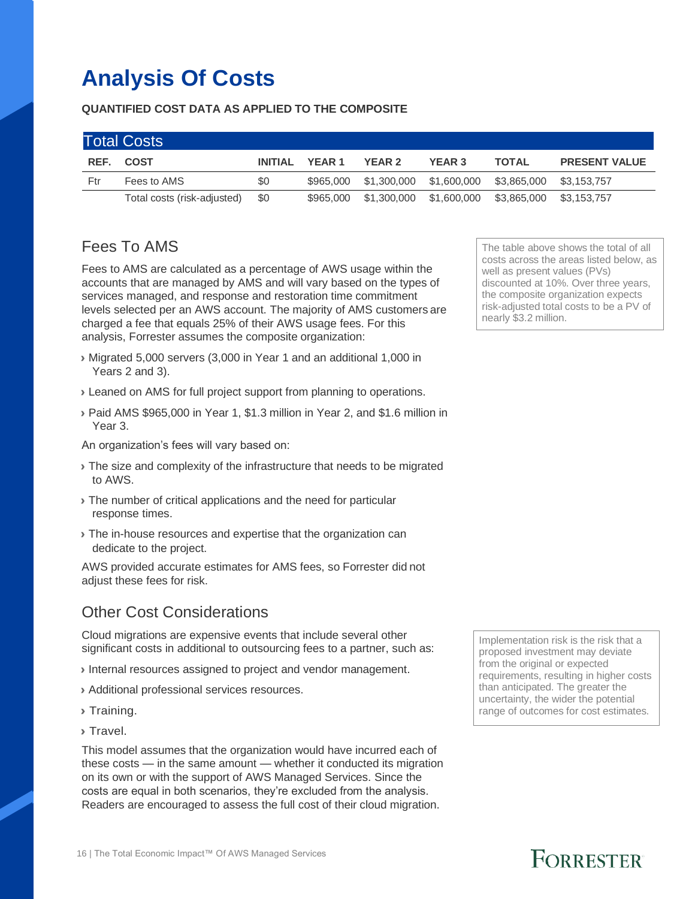# Analysis Of Costs

**QUANTIFIED COST DATA AS APPLIED TO THE COMPOSITE**

| Total Costs | | | | | | | |
|---|---|---|---|---|---|---|---|
| **REF.** | **COST** | **INITIAL** | **YEAR 1** | **YEAR 2** | **YEAR 3** | **TOTAL** | **PRESENT VALUE** |
| Ftr | Fees to AMS | $0 | $965,000 | $1,300,000 | $1,600,000 | $3,865,000 | $3,153,757 |
| | Total costs (risk-adjusted) | $0 | $965,000 | $1,300,000 | $1,600,000 | $3,865,000 | $3,153,757 |

The table above shows the total of all costs across the areas listed below, as well as present values (PVs) discounted at 10%. Over three years, the composite organization expects risk-adjusted total costs to be a PV of nearly $3.2 million.

## Fees To AMS

Fees to AMS are calculated as a percentage of AWS usage within the accounts that are managed by AMS and will vary based on the types of services managed, and response and restoration time commitment levels selected per an AWS account. The majority of AMS customers are charged a fee that equals 25% of their AWS usage fees. For this analysis, Forrester assumes the composite organization:

- Migrated 5,000 servers (3,000 in Year 1 and an additional 1,000 in Years 2 and 3).
- Leaned on AMS for full project support from planning to operations.
- Paid AMS $965,000 in Year 1, $1.3 million in Year 2, and $1.6 million in Year 3.

An organization's fees will vary based on:

- The size and complexity of the infrastructure that needs to be migrated to AWS.
- The number of critical applications and the need for particular response times.
- The in-house resources and expertise that the organization can dedicate to the project.

AWS provided accurate estimates for AMS fees, so Forrester did not adjust these fees for risk.

## Other Cost Considerations

Cloud migrations are expensive events that include several other significant costs in additional to outsourcing fees to a partner, such as:

- Internal resources assigned to project and vendor management.
- Additional professional services resources.
- Training.
- Travel.

This model assumes that the organization would have incurred each of these costs — in the same amount — whether it conducted its migration on its own or with the support of AWS Managed Services. Since the costs are equal in both scenarios, they're excluded from the analysis. Readers are encouraged to assess the full cost of their cloud migration.

Implementation risk is the risk that a proposed investment may deviate from the original or expected requirements, resulting in higher costs than anticipated. The greater the uncertainty, the wider the potential range of outcomes for cost estimates.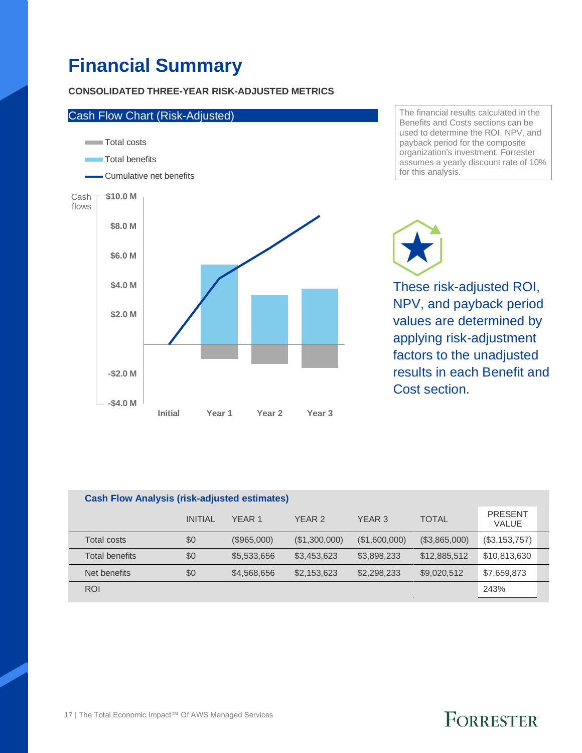# Financial Summary

**CONSOLIDATED THREE-YEAR RISK-ADJUSTED METRICS**

Cash Flow Chart (Risk-Adjusted)

Total costs
Total benefits
Cumulative net benefits

Cash flows
$10.0 M
$8.0 M
$6.0 M
$4.0 M
$2.0 M
-$2.0 M
-$4.0 M

Initial
Year 1
Year 2
Year 3

The financial results calculated in the Benefits and Costs sections can be used to determine the ROI, NPV, and payback period for the composite organization's investment. Forrester assumes a yearly discount rate of 10% for this analysis.

These risk-adjusted ROI, NPV, and payback period values are determined by applying risk-adjustment factors to the unadjusted results in each Benefit and Cost section.

**Cash Flow Analysis (risk-adjusted estimates)**

| | INITIAL | YEAR 1 | YEAR 2 | YEAR 3 | TOTAL | PRESENT VALUE |
|---|---|---|---|---|---|---|
| Total costs | $0 | ($965,000) | ($1,300,000) | ($1,600,000) | ($3,865,000) | ($3,153,757) |
| Total benefits | $0 | $5,533,656 | $3,453,623 | $3,898,233 | $12,885,512 | $10,813,630 |
| Net benefits | $0 | $4,568,656 | $2,153,623 | $2,298,233 | $9,020,512 | $7,659,873 |
| ROI | | | | | | 243% |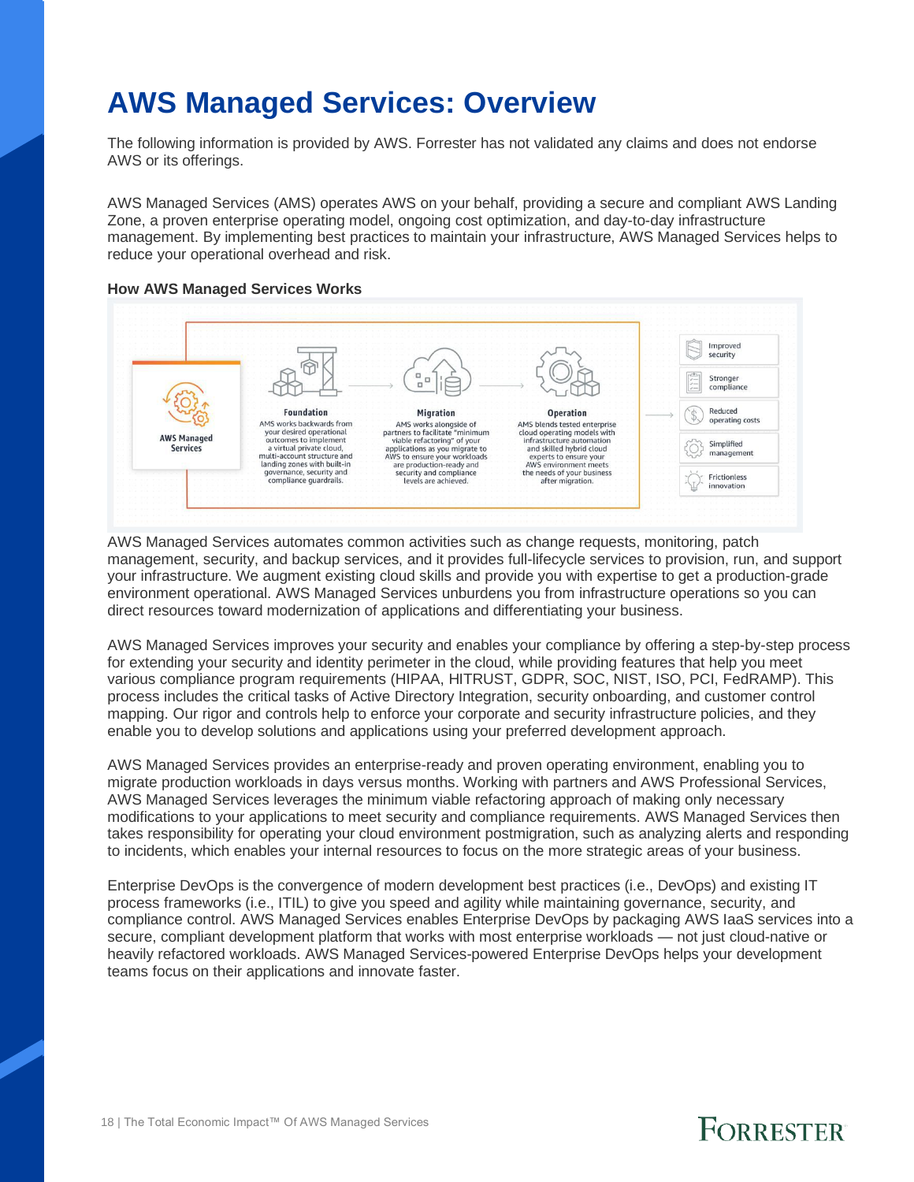# AWS Managed Services: Overview

The following information is provided by AWS. Forrester has not validated any claims and does not endorse AWS or its offerings.

AWS Managed Services (AMS) operates AWS on your behalf, providing a secure and compliant AWS Landing Zone, a proven enterprise operating model, ongoing cost optimization, and day-to-day infrastructure management. By implementing best practices to maintain your infrastructure, AWS Managed Services helps to reduce your operational overhead and risk.

**How AWS Managed Services Works**

AWS Managed Services

Foundation
AMS works backwards from your desired operational outcomes to implement a virtual private cloud, multi-account structure and landing zones with built-in governance, security and compliance guardrails.

Migration
AMS works alongside of partners to facilitate "minimum viable refactoring" of your applications as you migrate to AWS to ensure your workloads are production-ready and security and compliance levels are achieved.

Operation
AMS blends tested enterprise cloud operating models with infrastructure automation and skilled hybrid cloud experts to ensure your AWS environment meets the needs of your business after migration.

Improved security

Stronger compliance

Reduced operating costs

Simplified management

Frictionless innovation

AWS Managed Services automates common activities such as change requests, monitoring, patch management, security, and backup services, and it provides full-lifecycle services to provision, run, and support your infrastructure. We augment existing cloud skills and provide you with expertise to get a production-grade environment operational. AWS Managed Services unburdens you from infrastructure operations so you can direct resources toward modernization of applications and differentiating your business.

AWS Managed Services improves your security and enables your compliance by offering a step-by-step process for extending your security and identity perimeter in the cloud, while providing features that help you meet various compliance program requirements (HIPAA, HITRUST, GDPR, SOC, NIST, ISO, PCI, FedRAMP). This process includes the critical tasks of Active Directory Integration, security onboarding, and customer control mapping. Our rigor and controls help to enforce your corporate and security infrastructure policies, and they enable you to develop solutions and applications using your preferred development approach.

AWS Managed Services provides an enterprise-ready and proven operating environment, enabling you to migrate production workloads in days versus months. Working with partners and AWS Professional Services, AWS Managed Services leverages the minimum viable refactoring approach of making only necessary modifications to your applications to meet security and compliance requirements. AWS Managed Services then takes responsibility for operating your cloud environment postmigration, such as analyzing alerts and responding to incidents, which enables your internal resources to focus on the more strategic areas of your business.

Enterprise DevOps is the convergence of modern development best practices (i.e., DevOps) and existing IT process frameworks (i.e., ITIL) to give you speed and agility while maintaining governance, security, and compliance control. AWS Managed Services enables Enterprise DevOps by packaging AWS IaaS services into a secure, compliant development platform that works with most enterprise workloads — not just cloud-native or heavily refactored workloads. AWS Managed Services-powered Enterprise DevOps helps your development teams focus on their applications and innovate faster.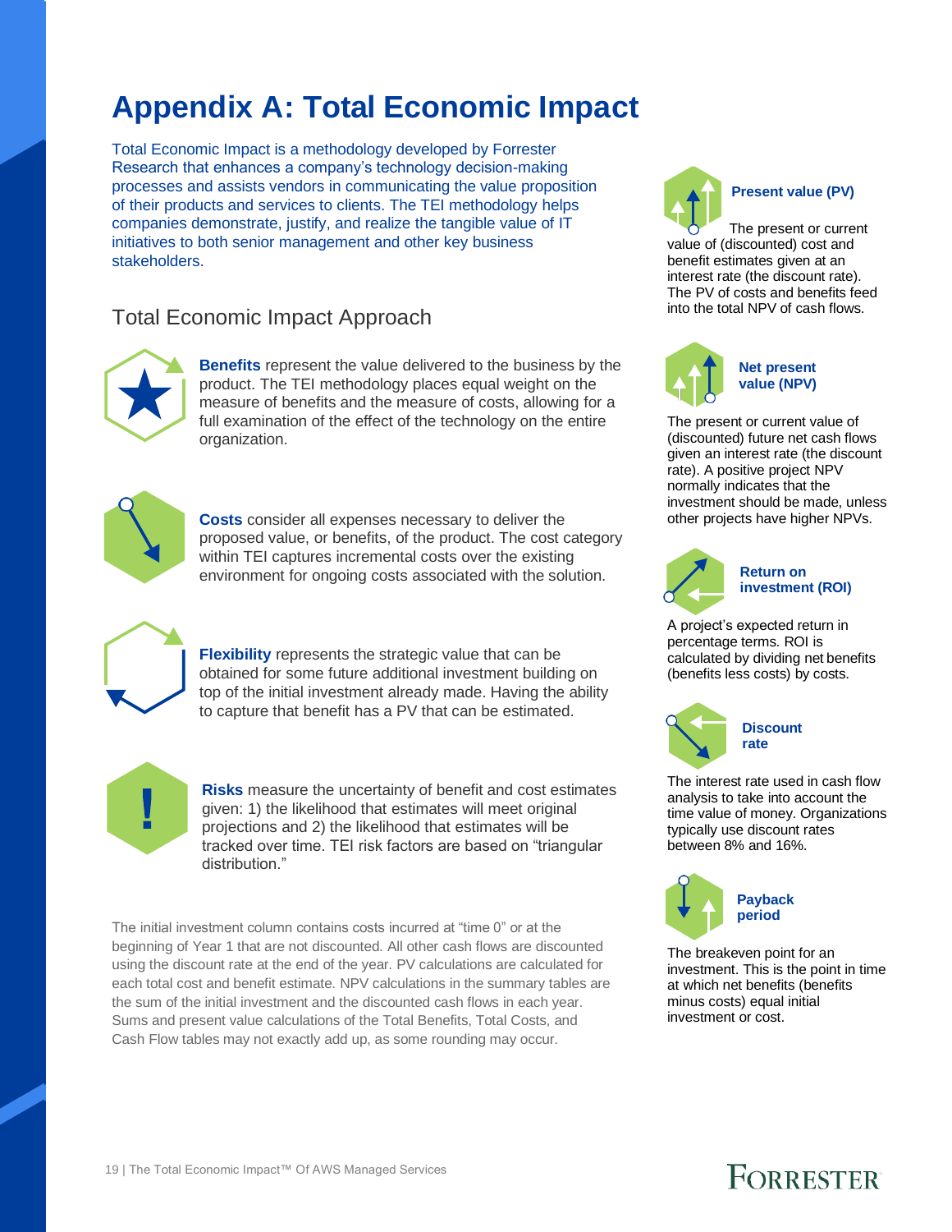# Appendix A: Total Economic Impact

Total Economic Impact is a methodology developed by Forrester Research that enhances a company's technology decision-making processes and assists vendors in communicating the value proposition of their products and services to clients. The TEI methodology helps companies demonstrate, justify, and realize the tangible value of IT initiatives to both senior management and other key business stakeholders.

## Total Economic Impact Approach

**Benefits** represent the value delivered to the business by the product. The TEI methodology places equal weight on the measure of benefits and the measure of costs, allowing for a full examination of the effect of the technology on the entire organization.

**Costs** consider all expenses necessary to deliver the proposed value, or benefits, of the product. The cost category within TEI captures incremental costs over the existing environment for ongoing costs associated with the solution.

**Flexibility** represents the strategic value that can be obtained for some future additional investment building on top of the initial investment already made. Having the ability to capture that benefit has a PV that can be estimated.

**Risks** measure the uncertainty of benefit and cost estimates given: 1) the likelihood that estimates will meet original projections and 2) the likelihood that estimates will be tracked over time. TEI risk factors are based on "triangular distribution."

The initial investment column contains costs incurred at "time 0" or at the beginning of Year 1 that are not discounted. All other cash flows are discounted using the discount rate at the end of the year. PV calculations are calculated for each total cost and benefit estimate. NPV calculations in the summary tables are the sum of the initial investment and the discounted cash flows in each year. Sums and present value calculations of the Total Benefits, Total Costs, and Cash Flow tables may not exactly add up, as some rounding may occur.

**Present value (PV)**

The present or current value of (discounted) cost and benefit estimates given at an interest rate (the discount rate). The PV of costs and benefits feed into the total NPV of cash flows.

**Net present value (NPV)**

The present or current value of (discounted) future net cash flows given an interest rate (the discount rate). A positive project NPV normally indicates that the investment should be made, unless other projects have higher NPVs.

**Return on investment (ROI)**

A project's expected return in percentage terms. ROI is calculated by dividing net benefits (benefits less costs) by costs.

**Discount rate**

The interest rate used in cash flow analysis to take into account the time value of money. Organizations typically use discount rates between 8% and 16%.

**Payback period**

The breakeven point for an investment. This is the point in time at which net benefits (benefits minus costs) equal initial investment or cost.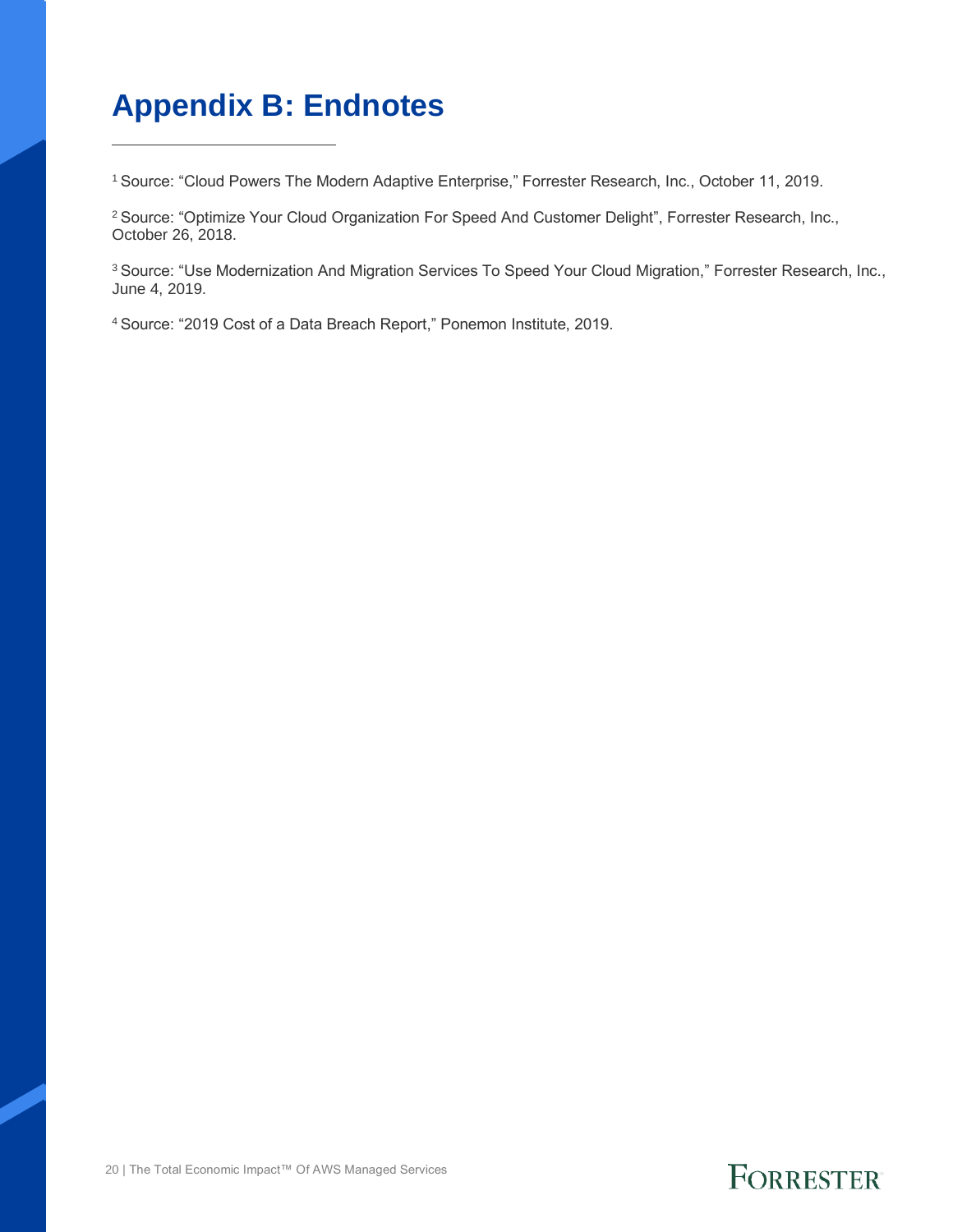# Appendix B: Endnotes

[1] Source: "Cloud Powers The Modern Adaptive Enterprise," Forrester Research, Inc., October 11, 2019.

[2] Source: "Optimize Your Cloud Organization For Speed And Customer Delight", Forrester Research, Inc., October 26, 2018.

[3] Source: "Use Modernization And Migration Services To Speed Your Cloud Migration," Forrester Research, Inc., June 4, 2019.

[4] Source: "2019 Cost of a Data Breach Report," Ponemon Institute, 2019.